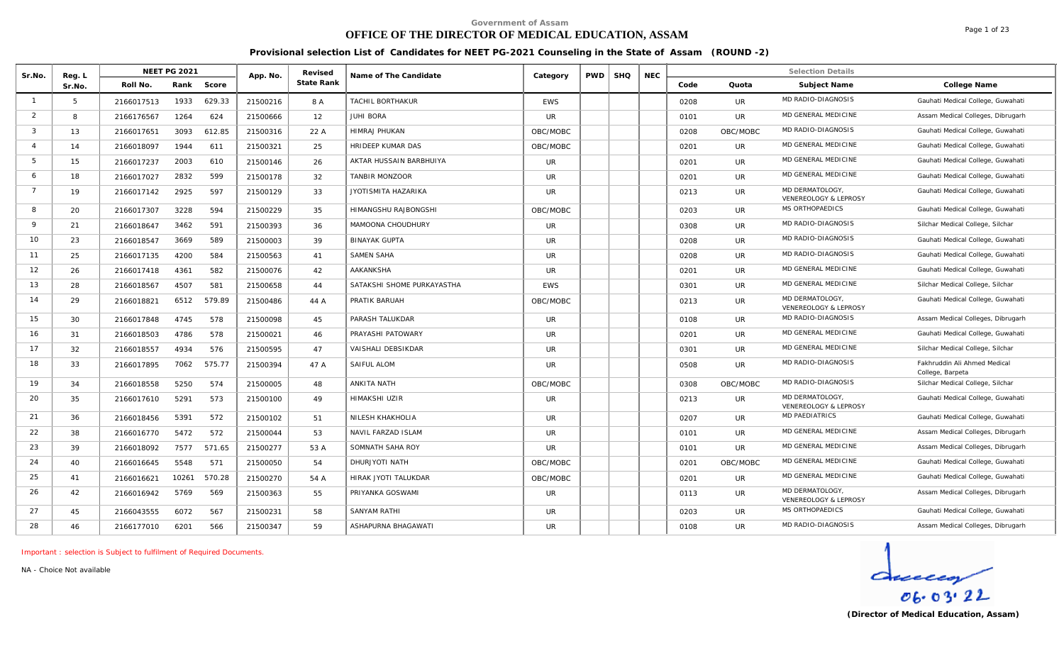Government of Assam

# OFFICE OF THE DIRECTOR OF MEDICAL EDUCATION, ASSAM

## Provisional selection List of Candidates for NEET PG-2021 Counseling in the State of Assam (ROUND -2)

| Sr.No. | Reg. L Sr.No. | NEET PG 2021 | | | App. No. | Revised State Rank | Name of The Candidate | Category | PWD | SHQ | NEC | Selection Details | | | |
|---|---|---|---|---|---|---|---|---|---|---|---|---|---|---|---|
| | | Roll No. | Rank | Score | | | | | | | | Code | Quota | Subject Name | College Name |
| 1 | 5 | 2166017513 | 1933 | 629.33 | 21500216 | 8 A | TACHIL BORTHAKUR | EWS | | | | 0208 | UR | MD RADIO-DIAGNOSIS | Gauhati Medical College, Guwahati |
| 2 | 8 | 2166176567 | 1264 | 624 | 21500666 | 12 | JUHI BORA | UR | | | | 0101 | UR | MD GENERAL MEDICINE | Assam Medical Colleges, Dibrugarh |
| 3 | 13 | 2166017651 | 3093 | 612.85 | 21500316 | 22 A | HIMRAJ PHUKAN | OBC/MOBC | | | | 0208 | OBC/MOBC | MD RADIO-DIAGNOSIS | Gauhati Medical College, Guwahati |
| 4 | 14 | 2166018097 | 1944 | 611 | 21500321 | 25 | HRIDEEP KUMAR DAS | OBC/MOBC | | | | 0201 | UR | MD GENERAL MEDICINE | Gauhati Medical College, Guwahati |
| 5 | 15 | 2166017237 | 2003 | 610 | 21500146 | 26 | AKTAR HUSSAIN BARBHUIYA | UR | | | | 0201 | UR | MD GENERAL MEDICINE | Gauhati Medical College, Guwahati |
| 6 | 18 | 2166017027 | 2832 | 599 | 21500178 | 32 | TANBIR MONZOOR | UR | | | | 0201 | UR | MD GENERAL MEDICINE | Gauhati Medical College, Guwahati |
| 7 | 19 | 2166017142 | 2925 | 597 | 21500129 | 33 | JYOTISMITA HAZARIKA | UR | | | | 0213 | UR | MD DERMATOLOGY, VENEREOLOGY & LEPROSY | Gauhati Medical College, Guwahati |
| 8 | 20 | 2166017307 | 3228 | 594 | 21500229 | 35 | HIMANGSHU RAJBONGSHI | OBC/MOBC | | | | 0203 | UR | MS ORTHOPAEDICS | Gauhati Medical College, Guwahati |
| 9 | 21 | 2166018647 | 3462 | 591 | 21500393 | 36 | MAMOONA CHOUDHURY | UR | | | | 0308 | UR | MD RADIO-DIAGNOSIS | Silchar Medical College, Silchar |
| 10 | 23 | 2166018547 | 3669 | 589 | 21500003 | 39 | BINAYAK GUPTA | UR | | | | 0208 | UR | MD RADIO-DIAGNOSIS | Gauhati Medical College, Guwahati |
| 11 | 25 | 2166017135 | 4200 | 584 | 21500563 | 41 | SAMEN SAHA | UR | | | | 0208 | UR | MD RADIO-DIAGNOSIS | Gauhati Medical College, Guwahati |
| 12 | 26 | 2166017418 | 4361 | 582 | 21500076 | 42 | AAKANKSHA | UR | | | | 0201 | UR | MD GENERAL MEDICINE | Gauhati Medical College, Guwahati |
| 13 | 28 | 2166018567 | 4507 | 581 | 21500658 | 44 | SATAKSHI SHOME PURKAYASTHA | EWS | | | | 0301 | UR | MD GENERAL MEDICINE | Silchar Medical College, Silchar |
| 14 | 29 | 2166018821 | 6512 | 579.89 | 21500486 | 44 A | PRATIK BARUAH | OBC/MOBC | | | | 0213 | UR | MD DERMATOLOGY, VENEREOLOGY & LEPROSY | Gauhati Medical College, Guwahati |
| 15 | 30 | 2166017848 | 4745 | 578 | 21500098 | 45 | PARASH TALUKDAR | UR | | | | 0108 | UR | MD RADIO-DIAGNOSIS | Assam Medical Colleges, Dibrugarh |
| 16 | 31 | 2166018503 | 4786 | 578 | 21500021 | 46 | PRAYASHI PATOWARY | UR | | | | 0201 | UR | MD GENERAL MEDICINE | Gauhati Medical College, Guwahati |
| 17 | 32 | 2166018557 | 4934 | 576 | 21500595 | 47 | VAISHALI DEBSIKDAR | UR | | | | 0301 | UR | MD GENERAL MEDICINE | Silchar Medical College, Silchar |
| 18 | 33 | 2166017895 | 7062 | 575.77 | 21500394 | 47 A | SAIFUL ALOM | UR | | | | 0508 | UR | MD RADIO-DIAGNOSIS | Fakhruddin Ali Ahmed Medical College, Barpeta |
| 19 | 34 | 2166018558 | 5250 | 574 | 21500005 | 48 | ANKITA NATH | OBC/MOBC | | | | 0308 | OBC/MOBC | MD RADIO-DIAGNOSIS | Silchar Medical College, Silchar |
| 20 | 35 | 2166017610 | 5291 | 573 | 21500100 | 49 | HIMAKSHI UZIR | UR | | | | 0213 | UR | MD DERMATOLOGY, VENEREOLOGY & LEPROSY | Gauhati Medical College, Guwahati |
| 21 | 36 | 2166018456 | 5391 | 572 | 21500102 | 51 | NILESH KHAKHOLIA | UR | | | | 0207 | UR | MD PAEDIATRICS | Gauhati Medical College, Guwahati |
| 22 | 38 | 2166016770 | 5472 | 572 | 21500044 | 53 | NAVIL FARZAD ISLAM | UR | | | | 0101 | UR | MD GENERAL MEDICINE | Assam Medical Colleges, Dibrugarh |
| 23 | 39 | 2166018092 | 7577 | 571.65 | 21500277 | 53 A | SOMNATH SAHA ROY | UR | | | | 0101 | UR | MD GENERAL MEDICINE | Assam Medical Colleges, Dibrugarh |
| 24 | 40 | 2166016645 | 5548 | 571 | 21500050 | 54 | DHURJYOTI NATH | OBC/MOBC | | | | 0201 | OBC/MOBC | MD GENERAL MEDICINE | Gauhati Medical College, Guwahati |
| 25 | 41 | 2166016621 | 10261 | 570.28 | 21500270 | 54 A | HIRAK JYOTI TALUKDAR | OBC/MOBC | | | | 0201 | UR | MD GENERAL MEDICINE | Gauhati Medical College, Guwahati |
| 26 | 42 | 2166016942 | 5769 | 569 | 21500363 | 55 | PRIYANKA GOSWAMI | UR | | | | 0113 | UR | MD DERMATOLOGY, VENEREOLOGY & LEPROSY | Assam Medical Colleges, Dibrugarh |
| 27 | 45 | 2166043555 | 6072 | 567 | 21500231 | 58 | SANYAM RATHI | UR | | | | 0203 | UR | MS ORTHOPAEDICS | Gauhati Medical College, Guwahati |
| 28 | 46 | 2166177010 | 6201 | 566 | 21500347 | 59 | ASHAPURNA BHAGAWATI | UR | | | | 0108 | UR | MD RADIO-DIAGNOSIS | Assam Medical Colleges, Dibrugarh |

Important : selection is Subject to fulfilment of Required Documents.

NA - Choice Not available

06.03.22

**(Director of Medical Education, Assam)**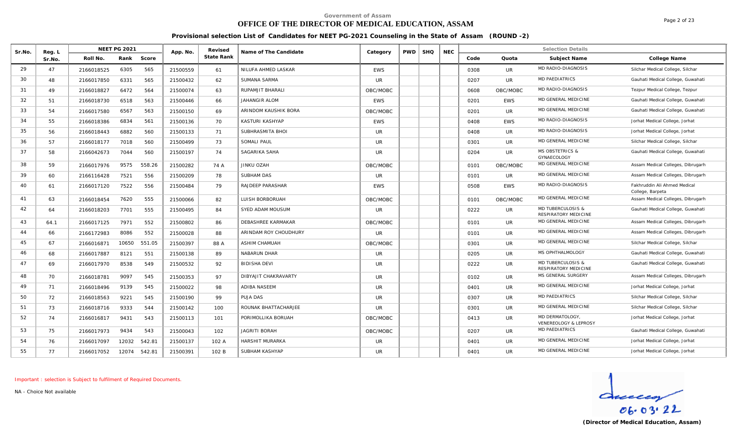Government of Assam

# OFFICE OF THE DIRECTOR OF MEDICAL EDUCATION, ASSAM

## Provisional selection List of Candidates for NEET PG-2021 Counseling in the State of Assam (ROUND -2)

| Sr.No. | Reg. L Sr.No. | NEET PG 2021 | | | App. No. | Revised State Rank | Name of The Candidate | Category | PWD | SHQ | NEC | Selection Details | | | |
|---|---|---|---|---|---|---|---|---|---|---|---|---|---|---|---|
| | | Roll No. | Rank | Score | | | | | | | | Code | Quota | Subject Name | College Name |
| 29 | 47 | 2166018525 | 6305 | 565 | 21500559 | 61 | NILUFA AHMED LASKAR | EWS | | | | 0308 | UR | MD RADIO-DIAGNOSIS | Silchar Medical College, Silchar |
| 30 | 48 | 2166017850 | 6331 | 565 | 21500432 | 62 | SUMANA SARMA | UR | | | | 0207 | UR | MD PAEDIATRICS | Gauhati Medical College, Guwahati |
| 31 | 49 | 2166018827 | 6472 | 564 | 21500074 | 63 | RUPAMJIT BHARALI | OBC/MOBC | | | | 0608 | OBC/MOBC | MD RADIO-DIAGNOSIS | Tezpur Medical College, Tezpur |
| 32 | 51 | 2166018730 | 6518 | 563 | 21500446 | 66 | JAHANGIR ALOM | EWS | | | | 0201 | EWS | MD GENERAL MEDICINE | Gauhati Medical College, Guwahati |
| 33 | 54 | 2166017580 | 6567 | 563 | 21500150 | 69 | ARINDOM KAUSHIK BORA | OBC/MOBC | | | | 0201 | UR | MD GENERAL MEDICINE | Gauhati Medical College, Guwahati |
| 34 | 55 | 2166018386 | 6834 | 561 | 21500136 | 70 | KASTURI KASHYAP | EWS | | | | 0408 | EWS | MD RADIO-DIAGNOSIS | Jorhat Medical College, Jorhat |
| 35 | 56 | 2166018443 | 6882 | 560 | 21500133 | 71 | SUBHRASMITA BHOI | UR | | | | 0408 | UR | MD RADIO-DIAGNOSIS | Jorhat Medical College, Jorhat |
| 36 | 57 | 2166018177 | 7018 | 560 | 21500499 | 73 | SOMALI PAUL | UR | | | | 0301 | UR | MD GENERAL MEDICINE | Silchar Medical College, Silchar |
| 37 | 58 | 2166042673 | 7044 | 560 | 21500197 | 74 | SAGARIKA SAHA | UR | | | | 0204 | UR | MS OBSTETRICS & GYNAECOLOGY | Gauhati Medical College, Guwahati |
| 38 | 59 | 2166017976 | 9575 | 558.26 | 21500282 | 74 A | JINKU OZAH | OBC/MOBC | | | | 0101 | OBC/MOBC | MD GENERAL MEDICINE | Assam Medical Colleges, Dibrugarh |
| 39 | 60 | 2166116428 | 7521 | 556 | 21500209 | 78 | SUBHAM DAS | UR | | | | 0101 | UR | MD GENERAL MEDICINE | Assam Medical Colleges, Dibrugarh |
| 40 | 61 | 2166017120 | 7522 | 556 | 21500484 | 79 | RAJDEEP PARASHAR | EWS | | | | 0508 | EWS | MD RADIO-DIAGNOSIS | Fakhruddin Ali Ahmed Medical College, Barpeta |
| 41 | 63 | 2166018454 | 7620 | 555 | 21500066 | 82 | LUISH BORBORUAH | OBC/MOBC | | | | 0101 | OBC/MOBC | MD GENERAL MEDICINE | Assam Medical Colleges, Dibrugarh |
| 42 | 64 | 2166018203 | 7701 | 555 | 21500495 | 84 | SYED ADAM MOUSUM | UR | | | | 0222 | UR | MD TUBERCULOSIS & RESPIRATORY MEDICINE | Gauhati Medical College, Guwahati |
| 43 | 64.1 | 2166017125 | 7971 | 552 | 21500802 | 86 | DEBASHREE KARMAKAR | OBC/MOBC | | | | 0101 | UR | MD GENERAL MEDICINE | Assam Medical Colleges, Dibrugarh |
| 44 | 66 | 2166172983 | 8086 | 552 | 21500028 | 88 | ARINDAM ROY CHOUDHURY | UR | | | | 0101 | UR | MD GENERAL MEDICINE | Assam Medical Colleges, Dibrugarh |
| 45 | 67 | 2166016871 | 10650 | 551.05 | 21500397 | 88 A | ASHIM CHAMUAH | OBC/MOBC | | | | 0301 | UR | MD GENERAL MEDICINE | Silchar Medical College, Silchar |
| 46 | 68 | 2166017887 | 8121 | 551 | 21500138 | 89 | NABARUN DHAR | UR | | | | 0205 | UR | MS OPHTHALMOLOGY | Gauhati Medical College, Guwahati |
| 47 | 69 | 2166017970 | 8538 | 549 | 21500532 | 92 | BIDISHA DEVI | UR | | | | 0222 | UR | MD TUBERCULOSIS & RESPIRATORY MEDICINE | Gauhati Medical College, Guwahati |
| 48 | 70 | 2166018781 | 9097 | 545 | 21500353 | 97 | DIBYAJIT CHAKRAVARTY | UR | | | | 0102 | UR | MS GENERAL SURGERY | Assam Medical Colleges, Dibrugarh |
| 49 | 71 | 2166018496 | 9139 | 545 | 21500022 | 98 | ADIBA NASEEM | UR | | | | 0401 | UR | MD GENERAL MEDICINE | Jorhat Medical College, Jorhat |
| 50 | 72 | 2166018563 | 9221 | 545 | 21500190 | 99 | PUJA DAS | UR | | | | 0307 | UR | MD PAEDIATRICS | Silchar Medical College, Silchar |
| 51 | 73 | 2166018716 | 9333 | 544 | 21500142 | 100 | ROUNAK BHATTACHARJEE | UR | | | | 0301 | UR | MD GENERAL MEDICINE | Silchar Medical College, Silchar |
| 52 | 74 | 2166016817 | 9431 | 543 | 21500113 | 101 | PORIMOLLIKA BORUAH | OBC/MOBC | | | | 0413 | UR | MD DERMATOLOGY, VENEREOLOGY & LEPROSY | Jorhat Medical College, Jorhat |
| 53 | 75 | 2166017973 | 9434 | 543 | 21500043 | 102 | JAGRITI BORAH | OBC/MOBC | | | | 0207 | UR | MD PAEDIATRICS | Gauhati Medical College, Guwahati |
| 54 | 76 | 2166017097 | 12032 | 542.81 | 21500137 | 102 A | HARSHIT MURARKA | UR | | | | 0401 | UR | MD GENERAL MEDICINE | Jorhat Medical College, Jorhat |
| 55 | 77 | 2166017052 | 12074 | 542.81 | 21500391 | 102 B | SUBHAM KASHYAP | UR | | | | 0401 | UR | MD GENERAL MEDICINE | Jorhat Medical College, Jorhat |

Important : selection is Subject to fulfilment of Required Documents.

NA - Choice Not available

06.03.22

(Director of Medical Education, Assam)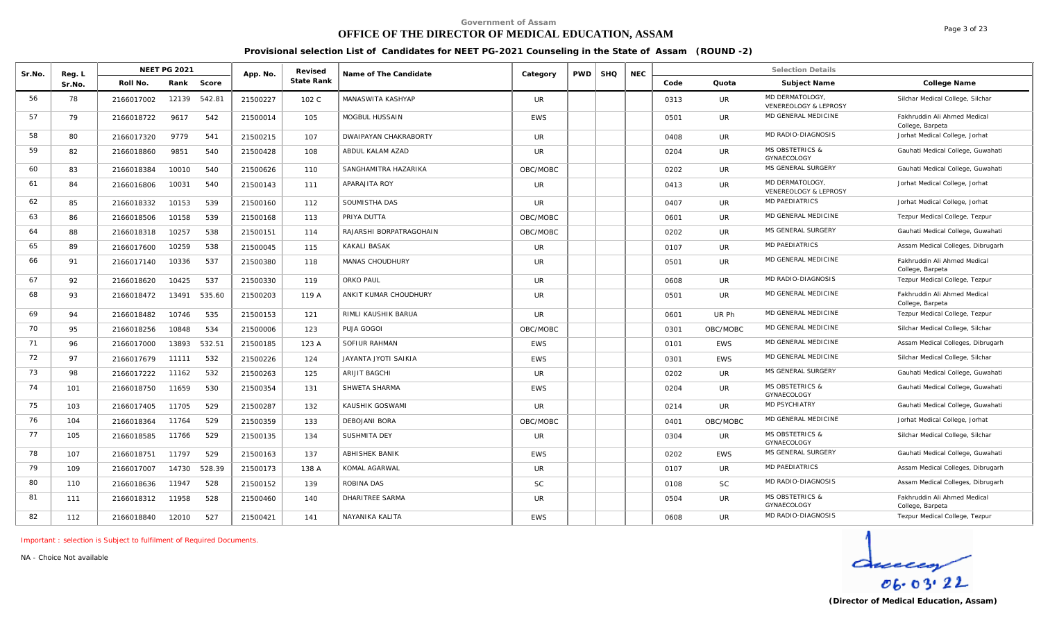Government of Assam

# OFFICE OF THE DIRECTOR OF MEDICAL EDUCATION, ASSAM

**Provisional selection List of Candidates for NEET PG-2021 Counseling in the State of Assam (ROUND -2)**

| Sr.No. | Reg. L Sr.No. | NEET PG 2021 Roll No. | Rank | Score | App. No. | Revised State Rank | Name of The Candidate | Category | PWD | SHQ | NEC | Code | Quota | Subject Name | College Name |
|---|---|---|---|---|---|---|---|---|---|---|---|---|---|---|---|
| 56 | 78 | 2166017002 | 12139 | 542.81 | 21500227 | 102 C | MANASWITA KASHYAP | UR | | | | 0313 | UR | MD DERMATOLOGY, VENEREOLOGY & LEPROSY | Silchar Medical College, Silchar |
| 57 | 79 | 2166018722 | 9617 | 542 | 21500014 | 105 | MOGBUL HUSSAIN | EWS | | | | 0501 | UR | MD GENERAL MEDICINE | Fakhruddin Ali Ahmed Medical College, Barpeta |
| 58 | 80 | 2166017320 | 9779 | 541 | 21500215 | 107 | DWAIPAYAN CHAKRABORTY | UR | | | | 0408 | UR | MD RADIO-DIAGNOSIS | Jorhat Medical College, Jorhat |
| 59 | 82 | 2166018860 | 9851 | 540 | 21500428 | 108 | ABDUL KALAM AZAD | UR | | | | 0204 | UR | MS OBSTETRICS & GYNAECOLOGY | Gauhati Medical College, Guwahati |
| 60 | 83 | 2166018384 | 10010 | 540 | 21500626 | 110 | SANGHAMITRA HAZARIKA | OBC/MOBC | | | | 0202 | UR | MS GENERAL SURGERY | Gauhati Medical College, Guwahati |
| 61 | 84 | 2166016806 | 10031 | 540 | 21500143 | 111 | APARAJITA ROY | UR | | | | 0413 | UR | MD DERMATOLOGY, VENEREOLOGY & LEPROSY | Jorhat Medical College, Jorhat |
| 62 | 85 | 2166018332 | 10153 | 539 | 21500160 | 112 | SOUMISTHA DAS | UR | | | | 0407 | UR | MD PAEDIATRICS | Jorhat Medical College, Jorhat |
| 63 | 86 | 2166018506 | 10158 | 539 | 21500168 | 113 | PRIYA DUTTA | OBC/MOBC | | | | 0601 | UR | MD GENERAL MEDICINE | Tezpur Medical College, Tezpur |
| 64 | 88 | 2166018318 | 10257 | 538 | 21500151 | 114 | RAJARSHI BORPATRAGOHAIN | OBC/MOBC | | | | 0202 | UR | MS GENERAL SURGERY | Gauhati Medical College, Guwahati |
| 65 | 89 | 2166017600 | 10259 | 538 | 21500045 | 115 | KAKALI BASAK | UR | | | | 0107 | UR | MD PAEDIATRICS | Assam Medical Colleges, Dibrugarh |
| 66 | 91 | 2166017140 | 10336 | 537 | 21500380 | 118 | MANAS CHOUDHURY | UR | | | | 0501 | UR | MD GENERAL MEDICINE | Fakhruddin Ali Ahmed Medical College, Barpeta |
| 67 | 92 | 2166018620 | 10425 | 537 | 21500330 | 119 | ORKO PAUL | UR | | | | 0608 | UR | MD RADIO-DIAGNOSIS | Tezpur Medical College, Tezpur |
| 68 | 93 | 2166018472 | 13491 | 535.60 | 21500203 | 119 A | ANKIT KUMAR CHOUDHURY | UR | | | | 0501 | UR | MD GENERAL MEDICINE | Fakhruddin Ali Ahmed Medical College, Barpeta |
| 69 | 94 | 2166018482 | 10746 | 535 | 21500153 | 121 | RIMLI KAUSHIK BARUA | UR | | | | 0601 | UR Ph | MD GENERAL MEDICINE | Tezpur Medical College, Tezpur |
| 70 | 95 | 2166018256 | 10848 | 534 | 21500006 | 123 | PUJA GOGOI | OBC/MOBC | | | | 0301 | OBC/MOBC | MD GENERAL MEDICINE | Silchar Medical College, Silchar |
| 71 | 96 | 2166017000 | 13893 | 532.51 | 21500185 | 123 A | SOFIUR RAHMAN | EWS | | | | 0101 | EWS | MD GENERAL MEDICINE | Assam Medical Colleges, Dibrugarh |
| 72 | 97 | 2166017679 | 11111 | 532 | 21500226 | 124 | JAYANTA JYOTI SAIKIA | EWS | | | | 0301 | EWS | MD GENERAL MEDICINE | Silchar Medical College, Silchar |
| 73 | 98 | 2166017222 | 11162 | 532 | 21500263 | 125 | ARIJIT BAGCHI | UR | | | | 0202 | UR | MS GENERAL SURGERY | Gauhati Medical College, Guwahati |
| 74 | 101 | 2166018750 | 11659 | 530 | 21500354 | 131 | SHWETA SHARMA | EWS | | | | 0204 | UR | MS OBSTETRICS & GYNAECOLOGY | Gauhati Medical College, Guwahati |
| 75 | 103 | 2166017405 | 11705 | 529 | 21500287 | 132 | KAUSHIK GOSWAMI | UR | | | | 0214 | UR | MD PSYCHIATRY | Gauhati Medical College, Guwahati |
| 76 | 104 | 2166018364 | 11764 | 529 | 21500359 | 133 | DEBOJANI BORA | OBC/MOBC | | | | 0401 | OBC/MOBC | MD GENERAL MEDICINE | Jorhat Medical College, Jorhat |
| 77 | 105 | 2166018585 | 11766 | 529 | 21500135 | 134 | SUSHMITA DEY | UR | | | | 0304 | UR | MS OBSTETRICS & GYNAECOLOGY | Silchar Medical College, Silchar |
| 78 | 107 | 2166018751 | 11797 | 529 | 21500163 | 137 | ABHISHEK BANIK | EWS | | | | 0202 | EWS | MS GENERAL SURGERY | Gauhati Medical College, Guwahati |
| 79 | 109 | 2166017007 | 14730 | 528.39 | 21500173 | 138 A | KOMAL AGARWAL | UR | | | | 0107 | UR | MD PAEDIATRICS | Assam Medical Colleges, Dibrugarh |
| 80 | 110 | 2166018636 | 11947 | 528 | 21500152 | 139 | ROBINA DAS | SC | | | | 0108 | SC | MD RADIO-DIAGNOSIS | Assam Medical Colleges, Dibrugarh |
| 81 | 111 | 2166018312 | 11958 | 528 | 21500460 | 140 | DHARITREE SARMA | UR | | | | 0504 | UR | MS OBSTETRICS & GYNAECOLOGY | Fakhruddin Ali Ahmed Medical College, Barpeta |
| 82 | 112 | 2166018840 | 12010 | 527 | 21500421 | 141 | NAYANIKA KALITA | EWS | | | | 0608 | UR | MD RADIO-DIAGNOSIS | Tezpur Medical College, Tezpur |

*Important : selection is Subject to fulfilment of Required Documents.*

NA - Choice Not available

06.03.22

**(Director of Medical Education, Assam)**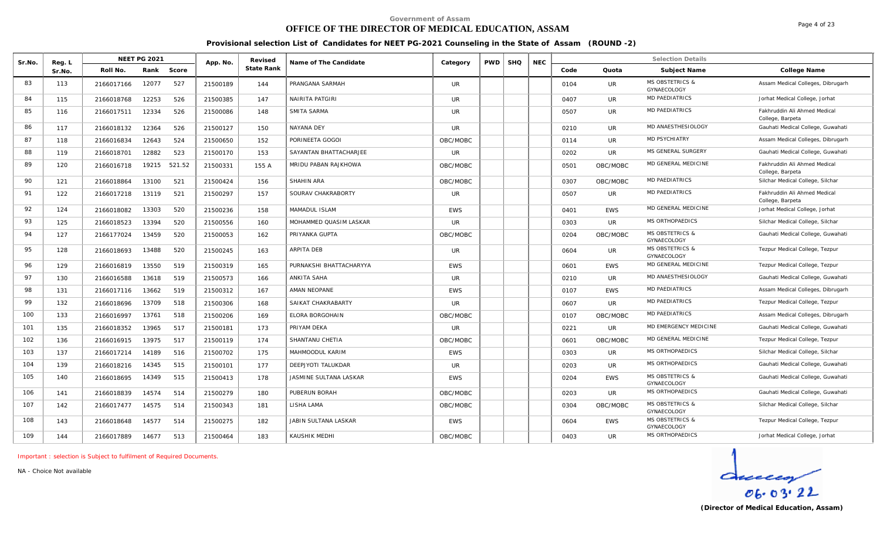Government of Assam

# OFFICE OF THE DIRECTOR OF MEDICAL EDUCATION, ASSAM

**Provisional selection List of Candidates for NEET PG-2021 Counseling in the State of Assam (ROUND -2)**

| Sr.No. | Reg. L Sr.No. | NEET PG 2021 Roll No. | Rank | Score | App. No. | Revised State Rank | Name of The Candidate | Category | PWD | SHQ | NEC | Code | Quota | Subject Name | College Name |
|---|---|---|---|---|---|---|---|---|---|---|---|---|---|---|---|
| 83 | 113 | 2166017166 | 12077 | 527 | 21500189 | 144 | PRANGANA SARMAH | UR | | | | 0104 | UR | MS OBSTETRICS & GYNAECOLOGY | Assam Medical Colleges, Dibrugarh |
| 84 | 115 | 2166018768 | 12253 | 526 | 21500385 | 147 | NAIRITA PATGIRI | UR | | | | 0407 | UR | MD PAEDIATRICS | Jorhat Medical College, Jorhat |
| 85 | 116 | 2166017511 | 12334 | 526 | 21500086 | 148 | SMITA SARMA | UR | | | | 0507 | UR | MD PAEDIATRICS | Fakhruddin Ali Ahmed Medical College, Barpeta |
| 86 | 117 | 2166018132 | 12364 | 526 | 21500127 | 150 | NAYANA DEY | UR | | | | 0210 | UR | MD ANAESTHESIOLOGY | Gauhati Medical College, Guwahati |
| 87 | 118 | 2166016834 | 12643 | 524 | 21500650 | 152 | PORINEETA GOGOI | OBC/MOBC | | | | 0114 | UR | MD PSYCHIATRY | Assam Medical Colleges, Dibrugarh |
| 88 | 119 | 2166018701 | 12882 | 523 | 21500170 | 153 | SAYANTAN BHATTACHARJEE | UR | | | | 0202 | UR | MS GENERAL SURGERY | Gauhati Medical College, Guwahati |
| 89 | 120 | 2166016718 | 19215 | 521.52 | 21500331 | 155 A | MRIDU PABAN RAJKHOWA | OBC/MOBC | | | | 0501 | OBC/MOBC | MD GENERAL MEDICINE | Fakhruddin Ali Ahmed Medical College, Barpeta |
| 90 | 121 | 2166018864 | 13100 | 521 | 21500424 | 156 | SHAHIN ARA | OBC/MOBC | | | | 0307 | OBC/MOBC | MD PAEDIATRICS | Silchar Medical College, Silchar |
| 91 | 122 | 2166017218 | 13119 | 521 | 21500297 | 157 | SOURAV CHAKRABORTY | UR | | | | 0507 | UR | MD PAEDIATRICS | Fakhruddin Ali Ahmed Medical College, Barpeta |
| 92 | 124 | 2166018082 | 13303 | 520 | 21500236 | 158 | MAMADUL ISLAM | EWS | | | | 0401 | EWS | MD GENERAL MEDICINE | Jorhat Medical College, Jorhat |
| 93 | 125 | 2166018523 | 13394 | 520 | 21500556 | 160 | MOHAMMED QUASIM LASKAR | UR | | | | 0303 | UR | MS ORTHOPAEDICS | Silchar Medical College, Silchar |
| 94 | 127 | 2166177024 | 13459 | 520 | 21500053 | 162 | PRIYANKA GUPTA | OBC/MOBC | | | | 0204 | OBC/MOBC | MS OBSTETRICS & GYNAECOLOGY | Gauhati Medical College, Guwahati |
| 95 | 128 | 2166018693 | 13488 | 520 | 21500245 | 163 | ARPITA DEB | UR | | | | 0604 | UR | MS OBSTETRICS & GYNAECOLOGY | Tezpur Medical College, Tezpur |
| 96 | 129 | 2166016819 | 13550 | 519 | 21500319 | 165 | PURNAKSHI BHATTACHARYYA | EWS | | | | 0601 | EWS | MD GENERAL MEDICINE | Tezpur Medical College, Tezpur |
| 97 | 130 | 2166016588 | 13618 | 519 | 21500573 | 166 | ANKITA SAHA | UR | | | | 0210 | UR | MD ANAESTHESIOLOGY | Gauhati Medical College, Guwahati |
| 98 | 131 | 2166017116 | 13662 | 519 | 21500312 | 167 | AMAN NEOPANE | EWS | | | | 0107 | EWS | MD PAEDIATRICS | Assam Medical Colleges, Dibrugarh |
| 99 | 132 | 2166018696 | 13709 | 518 | 21500306 | 168 | SAIKAT CHAKRABARTY | UR | | | | 0607 | UR | MD PAEDIATRICS | Tezpur Medical College, Tezpur |
| 100 | 133 | 2166016997 | 13761 | 518 | 21500206 | 169 | ELORA BORGOHAIN | OBC/MOBC | | | | 0107 | OBC/MOBC | MD PAEDIATRICS | Assam Medical Colleges, Dibrugarh |
| 101 | 135 | 2166018352 | 13965 | 517 | 21500181 | 173 | PRIYAM DEKA | UR | | | | 0221 | UR | MD EMERGENCY MEDICINE | Gauhati Medical College, Guwahati |
| 102 | 136 | 2166016915 | 13975 | 517 | 21500119 | 174 | SHANTANU CHETIA | OBC/MOBC | | | | 0601 | OBC/MOBC | MD GENERAL MEDICINE | Tezpur Medical College, Tezpur |
| 103 | 137 | 2166017214 | 14189 | 516 | 21500702 | 175 | MAHMOODUL KARIM | EWS | | | | 0303 | UR | MS ORTHOPAEDICS | Silchar Medical College, Silchar |
| 104 | 139 | 2166018216 | 14345 | 515 | 21500101 | 177 | DEEPJYOTI TALUKDAR | UR | | | | 0203 | UR | MS ORTHOPAEDICS | Gauhati Medical College, Guwahati |
| 105 | 140 | 2166018695 | 14349 | 515 | 21500413 | 178 | JASMINE SULTANA LASKAR | EWS | | | | 0204 | EWS | MS OBSTETRICS & GYNAECOLOGY | Gauhati Medical College, Guwahati |
| 106 | 141 | 2166018839 | 14574 | 514 | 21500279 | 180 | PUBERUN BORAH | OBC/MOBC | | | | 0203 | UR | MS ORTHOPAEDICS | Gauhati Medical College, Guwahati |
| 107 | 142 | 2166017477 | 14575 | 514 | 21500343 | 181 | LISHA LAMA | OBC/MOBC | | | | 0304 | OBC/MOBC | MS OBSTETRICS & GYNAECOLOGY | Silchar Medical College, Silchar |
| 108 | 143 | 2166018648 | 14577 | 514 | 21500275 | 182 | JABIN SULTANA LASKAR | EWS | | | | 0604 | EWS | MS OBSTETRICS & GYNAECOLOGY | Tezpur Medical College, Tezpur |
| 109 | 144 | 2166017889 | 14677 | 513 | 21500464 | 183 | KAUSHIK MEDHI | OBC/MOBC | | | | 0403 | UR | MS ORTHOPAEDICS | Jorhat Medical College, Jorhat |

Important : selection is Subject to fulfilment of Required Documents.

NA - Choice Not available

06.03.22

**(Director of Medical Education, Assam)**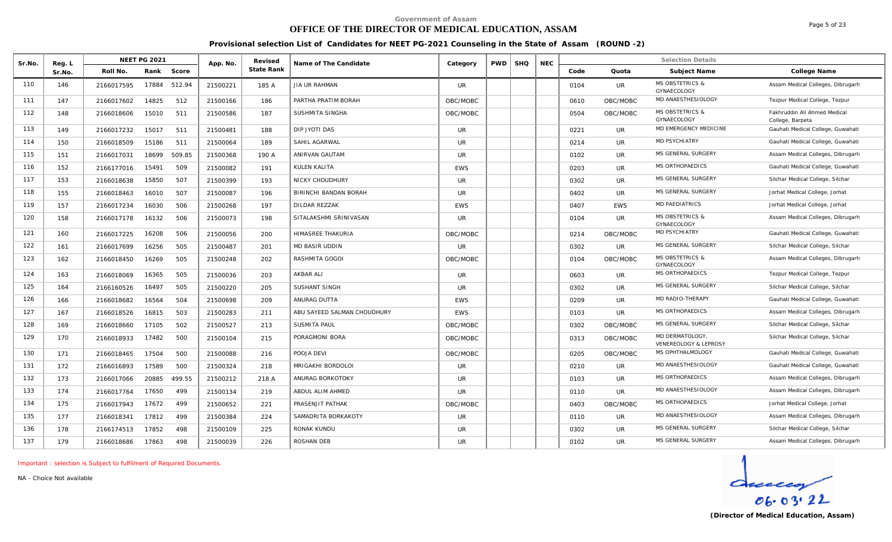Government of Assam

# OFFICE OF THE DIRECTOR OF MEDICAL EDUCATION, ASSAM

## Provisional selection List of Candidates for NEET PG-2021 Counseling in the State of Assam (ROUND -2)

| Sr.No. | Reg. L Sr.No. | NEET PG 2021 | | | App. No. | Revised State Rank | Name of The Candidate | Category | PWD | SHQ | NEC | Selection Details | | | |
|---|---|---|---|---|---|---|---|---|---|---|---|---|---|---|---|
| | | Roll No. | Rank | Score | | | | | | | | Code | Quota | Subject Name | College Name |
| 110 | 146 | 2166017595 | 17884 | 512.94 | 21500221 | 185 A | JIA UR RAHMAN | UR | | | | 0104 | UR | MS OBSTETRICS & GYNAECOLOGY | Assam Medical Colleges, Dibrugarh |
| 111 | 147 | 2166017602 | 14825 | 512 | 21500166 | 186 | PARTHA PRATIM BORAH | OBC/MOBC | | | | 0610 | OBC/MOBC | MD ANAESTHESIOLOGY | Tezpur Medical College, Tezpur |
| 112 | 148 | 2166018606 | 15010 | 511 | 21500586 | 187 | SUSHMITA SINGHA | OBC/MOBC | | | | 0504 | OBC/MOBC | MS OBSTETRICS & GYNAECOLOGY | Fakhruddin Ali Ahmed Medical College, Barpeta |
| 113 | 149 | 2166017232 | 15017 | 511 | 21500481 | 188 | DIP JYOTI DAS | UR | | | | 0221 | UR | MD EMERGENCY MEDICINE | Gauhati Medical College, Guwahati |
| 114 | 150 | 2166018509 | 15186 | 511 | 21500064 | 189 | SAHIL AGARWAL | UR | | | | 0214 | UR | MD PSYCHIATRY | Gauhati Medical College, Guwahati |
| 115 | 151 | 2166017031 | 18699 | 509.85 | 21500368 | 190 A | ANIRVAN GAUTAM | UR | | | | 0102 | UR | MS GENERAL SURGERY | Assam Medical Colleges, Dibrugarh |
| 116 | 152 | 2166177016 | 15491 | 509 | 21500082 | 191 | KULEN KALITA | EWS | | | | 0203 | UR | MS ORTHOPAEDICS | Gauhati Medical College, Guwahati |
| 117 | 153 | 2166018638 | 15850 | 507 | 21500399 | 193 | NICKY CHOUDHURY | UR | | | | 0302 | UR | MS GENERAL SURGERY | Silchar Medical College, Silchar |
| 118 | 155 | 2166018463 | 16010 | 507 | 21500087 | 196 | BIRINCHI BANDAN BORAH | UR | | | | 0402 | UR | MS GENERAL SURGERY | Jorhat Medical College, Jorhat |
| 119 | 157 | 2166017234 | 16030 | 506 | 21500268 | 197 | DILDAR REZZAK | EWS | | | | 0407 | EWS | MD PAEDIATRICS | Jorhat Medical College, Jorhat |
| 120 | 158 | 2166017178 | 16132 | 506 | 21500073 | 198 | SITALAKSHMI SRINIVASAN | UR | | | | 0104 | UR | MS OBSTETRICS & GYNAECOLOGY | Assam Medical Colleges, Dibrugarh |
| 121 | 160 | 2166017225 | 16208 | 506 | 21500056 | 200 | HIMASREE THAKURIA | OBC/MOBC | | | | 0214 | OBC/MOBC | MD PSYCHIATRY | Gauhati Medical College, Guwahati |
| 122 | 161 | 2166017699 | 16256 | 505 | 21500487 | 201 | MD BASIR UDDIN | UR | | | | 0302 | UR | MS GENERAL SURGERY | Silchar Medical College, Silchar |
| 123 | 162 | 2166018450 | 16269 | 505 | 21500248 | 202 | RASHMITA GOGOI | OBC/MOBC | | | | 0104 | OBC/MOBC | MS OBSTETRICS & GYNAECOLOGY | Assam Medical Colleges, Dibrugarh |
| 124 | 163 | 2166018069 | 16365 | 505 | 21500036 | 203 | AKBAR ALI | UR | | | | 0603 | UR | MS ORTHOPAEDICS | Tezpur Medical College, Tezpur |
| 125 | 164 | 2166160526 | 16497 | 505 | 21500220 | 205 | SUSHANT SINGH | UR | | | | 0302 | UR | MS GENERAL SURGERY | Silchar Medical College, Silchar |
| 126 | 166 | 2166018682 | 16564 | 504 | 21500698 | 209 | ANURAG DUTTA | EWS | | | | 0209 | UR | MD RADIO-THERAPY | Gauhati Medical College, Guwahati |
| 127 | 167 | 2166018526 | 16815 | 503 | 21500283 | 211 | ABU SAYEED SALMAN CHOUDHURY | EWS | | | | 0103 | UR | MS ORTHOPAEDICS | Assam Medical Colleges, Dibrugarh |
| 128 | 169 | 2166018660 | 17105 | 502 | 21500527 | 213 | SUSMITA PAUL | OBC/MOBC | | | | 0302 | OBC/MOBC | MS GENERAL SURGERY | Silchar Medical College, Silchar |
| 129 | 170 | 2166018933 | 17482 | 500 | 21500104 | 215 | PORAGMONI BORA | OBC/MOBC | | | | 0313 | OBC/MOBC | MD DERMATOLOGY, VENEREOLOGY & LEPROSY | Silchar Medical College, Silchar |
| 130 | 171 | 2166018465 | 17504 | 500 | 21500088 | 216 | POOJA DEVI | OBC/MOBC | | | | 0205 | OBC/MOBC | MS OPHTHALMOLOGY | Gauhati Medical College, Guwahati |
| 131 | 172 | 2166016893 | 17589 | 500 | 21500324 | 218 | MRIGAKHI BORDOLOI | UR | | | | 0210 | UR | MD ANAESTHESIOLOGY | Gauhati Medical College, Guwahati |
| 132 | 173 | 2166017066 | 20885 | 499.55 | 21500212 | 218 A | ANURAG BORKOTOKY | UR | | | | 0103 | UR | MS ORTHOPAEDICS | Assam Medical Colleges, Dibrugarh |
| 133 | 174 | 2166017764 | 17650 | 499 | 21500134 | 219 | ABDUL ALIM AHMED | UR | | | | 0110 | UR | MD ANAESTHESIOLOGY | Assam Medical Colleges, Dibrugarh |
| 134 | 175 | 2166017943 | 17672 | 499 | 21500652 | 221 | PRASENJIT PATHAK | OBC/MOBC | | | | 0403 | OBC/MOBC | MS ORTHOPAEDICS | Jorhat Medical College, Jorhat |
| 135 | 177 | 2166018341 | 17812 | 499 | 21500384 | 224 | SAMADRITA BORKAKOTY | UR | | | | 0110 | UR | MD ANAESTHESIOLOGY | Assam Medical Colleges, Dibrugarh |
| 136 | 178 | 2166174513 | 17852 | 498 | 21500109 | 225 | RONAK KUNDU | UR | | | | 0302 | UR | MS GENERAL SURGERY | Silchar Medical College, Silchar |
| 137 | 179 | 2166018686 | 17863 | 498 | 21500039 | 226 | ROSHAN DEB | UR | | | | 0102 | UR | MS GENERAL SURGERY | Assam Medical Colleges, Dibrugarh |

Important : selection is Subject to fulfilment of Required Documents.

NA - Choice Not available

06.03.22

**(Director of Medical Education, Assam)**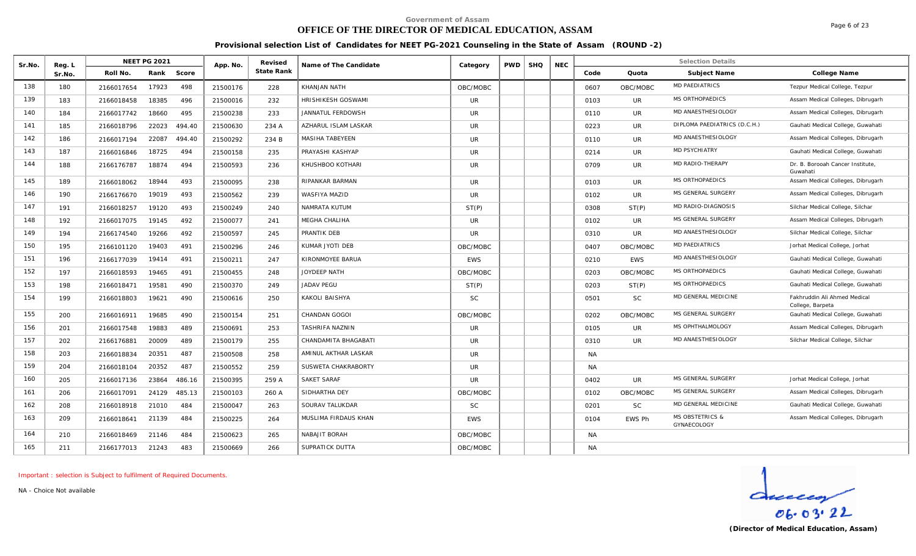Government of Assam

# OFFICE OF THE DIRECTOR OF MEDICAL EDUCATION, ASSAM

**Provisional selection List of Candidates for NEET PG-2021 Counseling in the State of Assam (ROUND -2)**

| Sr.No. | Reg. L Sr.No. | NEET PG 2021 Roll No. | Rank | Score | App. No. | Revised State Rank | Name of The Candidate | Category | PWD | SHQ | NEC | Code | Quota | Subject Name | College Name |
|---|---|---|---|---|---|---|---|---|---|---|---|---|---|---|---|
| 138 | 180 | 2166017654 | 17923 | 498 | 21500176 | 228 | KHANJAN NATH | OBC/MOBC | | | | 0607 | OBC/MOBC | MD PAEDIATRICS | Tezpur Medical College, Tezpur |
| 139 | 183 | 2166018458 | 18385 | 496 | 21500016 | 232 | HRISHIKESH GOSWAMI | UR | | | | 0103 | UR | MS ORTHOPAEDICS | Assam Medical Colleges, Dibrugarh |
| 140 | 184 | 2166017742 | 18660 | 495 | 21500238 | 233 | JANNATUL FERDOWSH | UR | | | | 0110 | UR | MD ANAESTHESIOLOGY | Assam Medical Colleges, Dibrugarh |
| 141 | 185 | 2166018796 | 22023 | 494.40 | 21500630 | 234 A | AZHARUL ISLAM LASKAR | UR | | | | 0223 | UR | DIPLOMA PAEDIATRICS (D.C.H.) | Gauhati Medical College, Guwahati |
| 142 | 186 | 2166017194 | 22087 | 494.40 | 21500292 | 234 B | MASIHA TABEYEEN | UR | | | | 0110 | UR | MD ANAESTHESIOLOGY | Assam Medical Colleges, Dibrugarh |
| 143 | 187 | 2166016846 | 18725 | 494 | 21500158 | 235 | PRAYASHI KASHYAP | UR | | | | 0214 | UR | MD PSYCHIATRY | Gauhati Medical College, Guwahati |
| 144 | 188 | 2166176787 | 18874 | 494 | 21500593 | 236 | KHUSHBOO KOTHARI | UR | | | | 0709 | UR | MD RADIO-THERAPY | Dr. B. Borooah Cancer Institute, Guwahati |
| 145 | 189 | 2166018062 | 18944 | 493 | 21500095 | 238 | RIPANKAR BARMAN | UR | | | | 0103 | UR | MS ORTHOPAEDICS | Assam Medical Colleges, Dibrugarh |
| 146 | 190 | 2166176670 | 19019 | 493 | 21500562 | 239 | WASFIYA MAZID | UR | | | | 0102 | UR | MS GENERAL SURGERY | Assam Medical Colleges, Dibrugarh |
| 147 | 191 | 2166018257 | 19120 | 493 | 21500249 | 240 | NAMRATA KUTUM | ST(P) | | | | 0308 | ST(P) | MD RADIO-DIAGNOSIS | Silchar Medical College, Silchar |
| 148 | 192 | 2166017075 | 19145 | 492 | 21500077 | 241 | MEGHA CHALIHA | UR | | | | 0102 | UR | MS GENERAL SURGERY | Assam Medical Colleges, Dibrugarh |
| 149 | 194 | 2166174540 | 19266 | 492 | 21500597 | 245 | PRANTIK DEB | UR | | | | 0310 | UR | MD ANAESTHESIOLOGY | Silchar Medical College, Silchar |
| 150 | 195 | 2166101120 | 19403 | 491 | 21500296 | 246 | KUMAR JYOTI DEB | OBC/MOBC | | | | 0407 | OBC/MOBC | MD PAEDIATRICS | Jorhat Medical College, Jorhat |
| 151 | 196 | 2166177039 | 19414 | 491 | 21500211 | 247 | KIRONMOYEE BARUA | EWS | | | | 0210 | EWS | MD ANAESTHESIOLOGY | Gauhati Medical College, Guwahati |
| 152 | 197 | 2166018593 | 19465 | 491 | 21500455 | 248 | JOYDEEP NATH | OBC/MOBC | | | | 0203 | OBC/MOBC | MS ORTHOPAEDICS | Gauhati Medical College, Guwahati |
| 153 | 198 | 2166018471 | 19581 | 490 | 21500370 | 249 | JADAV PEGU | ST(P) | | | | 0203 | ST(P) | MS ORTHOPAEDICS | Gauhati Medical College, Guwahati |
| 154 | 199 | 2166018803 | 19621 | 490 | 21500616 | 250 | KAKOLI BAISHYA | SC | | | | 0501 | SC | MD GENERAL MEDICINE | Fakhruddin Ali Ahmed Medical College, Barpeta |
| 155 | 200 | 2166016911 | 19685 | 490 | 21500154 | 251 | CHANDAN GOGOI | OBC/MOBC | | | | 0202 | OBC/MOBC | MS GENERAL SURGERY | Gauhati Medical College, Guwahati |
| 156 | 201 | 2166017548 | 19883 | 489 | 21500691 | 253 | TASHRIFA NAZNIN | UR | | | | 0105 | UR | MS OPHTHALMOLOGY | Assam Medical Colleges, Dibrugarh |
| 157 | 202 | 2166176881 | 20009 | 489 | 21500179 | 255 | CHANDAMITA BHAGABATI | UR | | | | 0310 | UR | MD ANAESTHESIOLOGY | Silchar Medical College, Silchar |
| 158 | 203 | 2166018834 | 20351 | 487 | 21500508 | 258 | AMINUL AKTHAR LASKAR | UR | | | | NA | | | |
| 159 | 204 | 2166018104 | 20352 | 487 | 21500552 | 259 | SUSWETA CHAKRABORTY | UR | | | | NA | | | |
| 160 | 205 | 2166017136 | 23864 | 486.16 | 21500395 | 259 A | SAKET SARAF | UR | | | | 0402 | UR | MS GENERAL SURGERY | Jorhat Medical College, Jorhat |
| 161 | 206 | 2166017091 | 24129 | 485.13 | 21500103 | 260 A | SIDHARTHA DEY | OBC/MOBC | | | | 0102 | OBC/MOBC | MS GENERAL SURGERY | Assam Medical Colleges, Dibrugarh |
| 162 | 208 | 2166018918 | 21010 | 484 | 21500047 | 263 | SOURAV TALUKDAR | SC | | | | 0201 | SC | MD GENERAL MEDICINE | Gauhati Medical College, Guwahati |
| 163 | 209 | 2166018641 | 21139 | 484 | 21500225 | 264 | MUSLIMA FIRDAUS KHAN | EWS | | | | 0104 | EWS Ph | MS OBSTETRICS & GYNAECOLOGY | Assam Medical Colleges, Dibrugarh |
| 164 | 210 | 2166018469 | 21146 | 484 | 21500623 | 265 | NABAJIT BORAH | OBC/MOBC | | | | NA | | | |
| 165 | 211 | 2166177013 | 21243 | 483 | 21500669 | 266 | SUPRATICK DUTTA | OBC/MOBC | | | | NA | | | |

*Important : selection is Subject to fulfilment of Required Documents.*

NA - Choice Not available

06.03.22

**(Director of Medical Education, Assam)**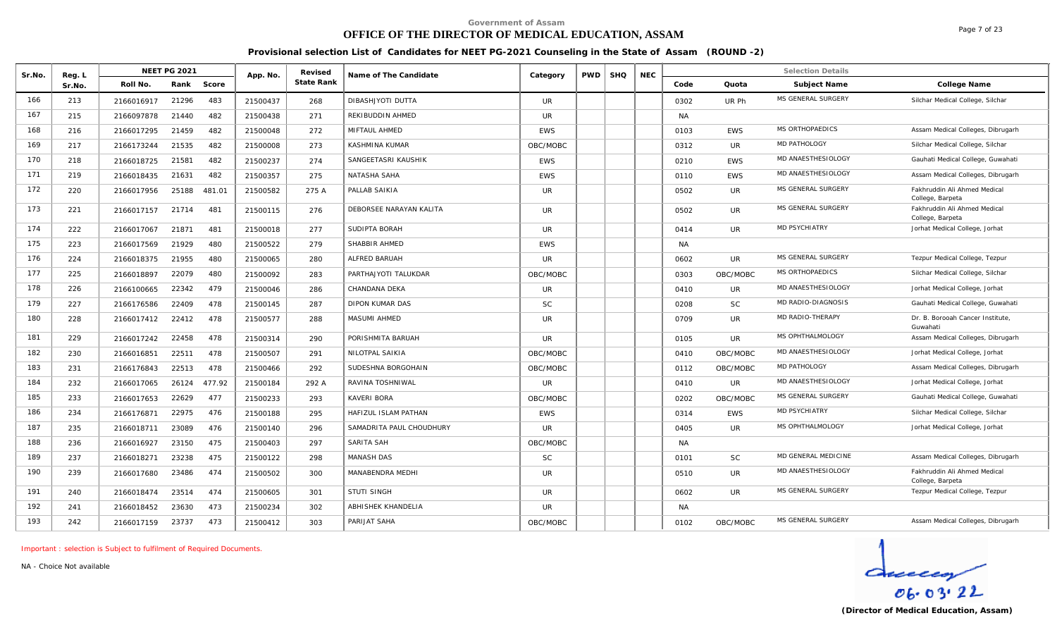Government of Assam

# OFFICE OF THE DIRECTOR OF MEDICAL EDUCATION, ASSAM

## Provisional selection List of Candidates for NEET PG-2021 Counseling in the State of Assam (ROUND -2)

| Sr.No. | Reg. L Sr.No. | NEET PG 2021 | | | App. No. | Revised State Rank | Name of The Candidate | Category | PWD | SHQ | NEC | Selection Details | | | |
|---|---|---|---|---|---|---|---|---|---|---|---|---|---|---|---|
| | | Roll No. | Rank | Score | | | | | | | | Code | Quota | Subject Name | College Name |
| 166 | 213 | 2166016917 | 21296 | 483 | 21500437 | 268 | DIBASHJYOTI DUTTA | UR | | | | 0302 | UR Ph | MS GENERAL SURGERY | Silchar Medical College, Silchar |
| 167 | 215 | 2166097878 | 21440 | 482 | 21500438 | 271 | REKIBUDDIN AHMED | UR | | | | NA | | | |
| 168 | 216 | 2166017295 | 21459 | 482 | 21500048 | 272 | MIFTAUL AHMED | EWS | | | | 0103 | EWS | MS ORTHOPAEDICS | Assam Medical Colleges, Dibrugarh |
| 169 | 217 | 2166173244 | 21535 | 482 | 21500008 | 273 | KASHMINA KUMAR | OBC/MOBC | | | | 0312 | UR | MD PATHOLOGY | Silchar Medical College, Silchar |
| 170 | 218 | 2166018725 | 21581 | 482 | 21500237 | 274 | SANGEETASRI KAUSHIK | EWS | | | | 0210 | EWS | MD ANAESTHESIOLOGY | Gauhati Medical College, Guwahati |
| 171 | 219 | 2166018435 | 21631 | 482 | 21500357 | 275 | NATASHA SAHA | EWS | | | | 0110 | EWS | MD ANAESTHESIOLOGY | Assam Medical Colleges, Dibrugarh |
| 172 | 220 | 2166017956 | 25188 | 481.01 | 21500582 | 275 A | PALLAB SAIKIA | UR | | | | 0502 | UR | MS GENERAL SURGERY | Fakhruddin Ali Ahmed Medical College, Barpeta |
| 173 | 221 | 2166017157 | 21714 | 481 | 21500115 | 276 | DEBORSEE NARAYAN KALITA | UR | | | | 0502 | UR | MS GENERAL SURGERY | Fakhruddin Ali Ahmed Medical College, Barpeta |
| 174 | 222 | 2166017067 | 21871 | 481 | 21500018 | 277 | SUDIPTA BORAH | UR | | | | 0414 | UR | MD PSYCHIATRY | Jorhat Medical College, Jorhat |
| 175 | 223 | 2166017569 | 21929 | 480 | 21500522 | 279 | SHABBIR AHMED | EWS | | | | NA | | | |
| 176 | 224 | 2166018375 | 21955 | 480 | 21500065 | 280 | ALFRED BARUAH | UR | | | | 0602 | UR | MS GENERAL SURGERY | Tezpur Medical College, Tezpur |
| 177 | 225 | 2166018897 | 22079 | 480 | 21500092 | 283 | PARTHAJYOTI TALUKDAR | OBC/MOBC | | | | 0303 | OBC/MOBC | MS ORTHOPAEDICS | Silchar Medical College, Silchar |
| 178 | 226 | 2166100665 | 22342 | 479 | 21500046 | 286 | CHANDANA DEKA | UR | | | | 0410 | UR | MD ANAESTHESIOLOGY | Jorhat Medical College, Jorhat |
| 179 | 227 | 2166176586 | 22409 | 478 | 21500145 | 287 | DIPON KUMAR DAS | SC | | | | 0208 | SC | MD RADIO-DIAGNOSIS | Gauhati Medical College, Guwahati |
| 180 | 228 | 2166017412 | 22412 | 478 | 21500577 | 288 | MASUMI AHMED | UR | | | | 0709 | UR | MD RADIO-THERAPY | Dr. B. Borooah Cancer Institute, Guwahati |
| 181 | 229 | 2166017242 | 22458 | 478 | 21500314 | 290 | PORISHMITA BARUAH | UR | | | | 0105 | UR | MS OPHTHALMOLOGY | Assam Medical Colleges, Dibrugarh |
| 182 | 230 | 2166016851 | 22511 | 478 | 21500507 | 291 | NILOTPAL SAIKIA | OBC/MOBC | | | | 0410 | OBC/MOBC | MD ANAESTHESIOLOGY | Jorhat Medical College, Jorhat |
| 183 | 231 | 2166176843 | 22513 | 478 | 21500466 | 292 | SUDESHNA BORGOHAIN | OBC/MOBC | | | | 0112 | OBC/MOBC | MD PATHOLOGY | Assam Medical Colleges, Dibrugarh |
| 184 | 232 | 2166017065 | 26124 | 477.92 | 21500184 | 292 A | RAVINA TOSHNIWAL | UR | | | | 0410 | UR | MD ANAESTHESIOLOGY | Jorhat Medical College, Jorhat |
| 185 | 233 | 2166017653 | 22629 | 477 | 21500233 | 293 | KAVERI BORA | OBC/MOBC | | | | 0202 | OBC/MOBC | MS GENERAL SURGERY | Gauhati Medical College, Guwahati |
| 186 | 234 | 2166176871 | 22975 | 476 | 21500188 | 295 | HAFIZUL ISLAM PATHAN | EWS | | | | 0314 | EWS | MD PSYCHIATRY | Silchar Medical College, Silchar |
| 187 | 235 | 2166018711 | 23089 | 476 | 21500140 | 296 | SAMADRITA PAUL CHOUDHURY | UR | | | | 0405 | UR | MS OPHTHALMOLOGY | Jorhat Medical College, Jorhat |
| 188 | 236 | 2166016927 | 23150 | 475 | 21500403 | 297 | SARITA SAH | OBC/MOBC | | | | NA | | | |
| 189 | 237 | 2166018271 | 23238 | 475 | 21500122 | 298 | MANASH DAS | SC | | | | 0101 | SC | MD GENERAL MEDICINE | Assam Medical Colleges, Dibrugarh |
| 190 | 239 | 2166017680 | 23486 | 474 | 21500502 | 300 | MANABENDRA MEDHI | UR | | | | 0510 | UR | MD ANAESTHESIOLOGY | Fakhruddin Ali Ahmed Medical College, Barpeta |
| 191 | 240 | 2166018474 | 23514 | 474 | 21500605 | 301 | STUTI SINGH | UR | | | | 0602 | UR | MS GENERAL SURGERY | Tezpur Medical College, Tezpur |
| 192 | 241 | 2166018452 | 23630 | 473 | 21500234 | 302 | ABHISHEK KHANDELIA | UR | | | | NA | | | |
| 193 | 242 | 2166017159 | 23737 | 473 | 21500412 | 303 | PARIJAT SAHA | OBC/MOBC | | | | 0102 | OBC/MOBC | MS GENERAL SURGERY | Assam Medical Colleges, Dibrugarh |

Important : selection is Subject to fulfilment of Required Documents.

NA - Choice Not available

06.03.22

**(Director of Medical Education, Assam)**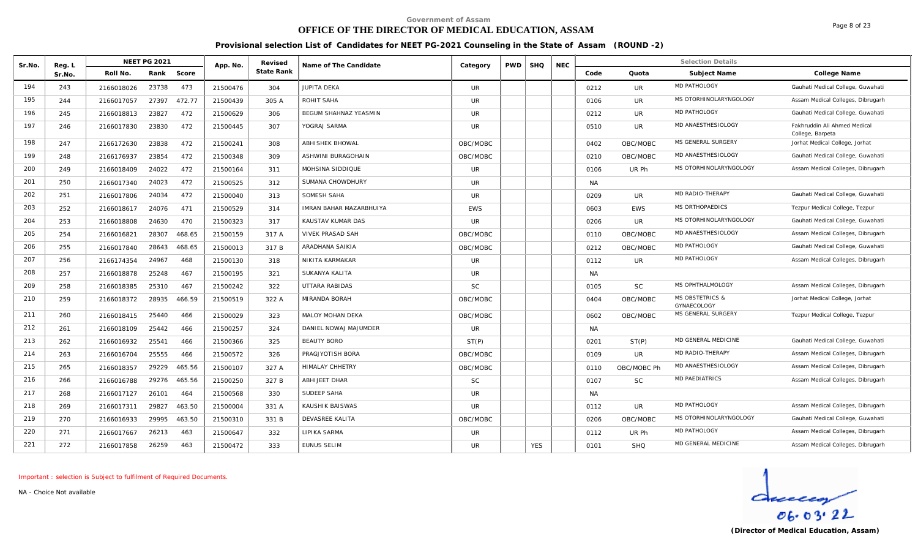Government of Assam

# OFFICE OF THE DIRECTOR OF MEDICAL EDUCATION, ASSAM

**Provisional selection List of Candidates for NEET PG-2021 Counseling in the State of Assam (ROUND -2)**

| Sr.No. | Reg. L Sr.No. | NEET PG 2021 | | | App. No. | Revised State Rank | Name of The Candidate | Category | PWD | SHQ | NEC | Selection Details | | | |
|---|---|---|---|---|---|---|---|---|---|---|---|---|---|---|---|
| | | Roll No. | Rank | Score | | | | | | | | Code | Quota | Subject Name | College Name |
| 194 | 243 | 2166018026 | 23738 | 473 | 21500476 | 304 | JUPITA DEKA | UR | | | | 0212 | UR | MD PATHOLOGY | Gauhati Medical College, Guwahati |
| 195 | 244 | 2166017057 | 27397 | 472.77 | 21500439 | 305 A | ROHIT SAHA | UR | | | | 0106 | UR | MS OTORHINOLARYNGOLOGY | Assam Medical Colleges, Dibrugarh |
| 196 | 245 | 2166018813 | 23827 | 472 | 21500629 | 306 | BEGUM SHAHNAZ YEASMIN | UR | | | | 0212 | UR | MD PATHOLOGY | Gauhati Medical College, Guwahati |
| 197 | 246 | 2166017830 | 23830 | 472 | 21500445 | 307 | YOGRAJ SARMA | UR | | | | 0510 | UR | MD ANAESTHESIOLOGY | Fakhruddin Ali Ahmed Medical College, Barpeta |
| 198 | 247 | 2166172630 | 23838 | 472 | 21500241 | 308 | ABHISHEK BHOWAL | OBC/MOBC | | | | 0402 | OBC/MOBC | MS GENERAL SURGERY | Jorhat Medical College, Jorhat |
| 199 | 248 | 2166176937 | 23854 | 472 | 21500348 | 309 | ASHWINI BURAGOHAIN | OBC/MOBC | | | | 0210 | OBC/MOBC | MD ANAESTHESIOLOGY | Gauhati Medical College, Guwahati |
| 200 | 249 | 2166018409 | 24022 | 472 | 21500164 | 311 | MOHSINA SIDDIQUE | UR | | | | 0106 | UR Ph | MS OTORHINOLARYNGOLOGY | Assam Medical Colleges, Dibrugarh |
| 201 | 250 | 2166017340 | 24023 | 472 | 21500525 | 312 | SUMANA CHOWDHURY | UR | | | | NA | | | |
| 202 | 251 | 2166017806 | 24034 | 472 | 21500040 | 313 | SOMESH SAHA | UR | | | | 0209 | UR | MD RADIO-THERAPY | Gauhati Medical College, Guwahati |
| 203 | 252 | 2166018617 | 24076 | 471 | 21500529 | 314 | IMRAN BAHAR MAZARBHUIYA | EWS | | | | 0603 | EWS | MS ORTHOPAEDICS | Tezpur Medical College, Tezpur |
| 204 | 253 | 2166018808 | 24630 | 470 | 21500323 | 317 | KAUSTAV KUMAR DAS | UR | | | | 0206 | UR | MS OTORHINOLARYNGOLOGY | Gauhati Medical College, Guwahati |
| 205 | 254 | 2166016821 | 28307 | 468.65 | 21500159 | 317 A | VIVEK PRASAD SAH | OBC/MOBC | | | | 0110 | OBC/MOBC | MD ANAESTHESIOLOGY | Assam Medical Colleges, Dibrugarh |
| 206 | 255 | 2166017840 | 28643 | 468.65 | 21500013 | 317 B | ARADHANA SAIKIA | OBC/MOBC | | | | 0212 | OBC/MOBC | MD PATHOLOGY | Gauhati Medical College, Guwahati |
| 207 | 256 | 2166174354 | 24967 | 468 | 21500130 | 318 | NIKITA KARMAKAR | UR | | | | 0112 | UR | MD PATHOLOGY | Assam Medical Colleges, Dibrugarh |
| 208 | 257 | 2166018878 | 25248 | 467 | 21500195 | 321 | SUKANYA KALITA | UR | | | | NA | | | |
| 209 | 258 | 2166018385 | 25310 | 467 | 21500242 | 322 | UTTARA RABIDAS | SC | | | | 0105 | SC | MS OPHTHALMOLOGY | Assam Medical Colleges, Dibrugarh |
| 210 | 259 | 2166018372 | 28935 | 466.59 | 21500519 | 322 A | MIRANDA BORAH | OBC/MOBC | | | | 0404 | OBC/MOBC | MS OBSTETRICS & GYNAECOLOGY | Jorhat Medical College, Jorhat |
| 211 | 260 | 2166018415 | 25440 | 466 | 21500029 | 323 | MALOY MOHAN DEKA | OBC/MOBC | | | | 0602 | OBC/MOBC | MS GENERAL SURGERY | Tezpur Medical College, Tezpur |
| 212 | 261 | 2166018109 | 25442 | 466 | 21500257 | 324 | DANIEL NOWAJ MAJUMDER | UR | | | | NA | | | |
| 213 | 262 | 2166016932 | 25541 | 466 | 21500366 | 325 | BEAUTY BORO | ST(P) | | | | 0201 | ST(P) | MD GENERAL MEDICINE | Gauhati Medical College, Guwahati |
| 214 | 263 | 2166016704 | 25555 | 466 | 21500572 | 326 | PRAGJYOTISH BORA | OBC/MOBC | | | | 0109 | UR | MD RADIO-THERAPY | Assam Medical Colleges, Dibrugarh |
| 215 | 265 | 2166018357 | 29229 | 465.56 | 21500107 | 327 A | HIMALAY CHHETRY | OBC/MOBC | | | | 0110 | OBC/MOBC Ph | MD ANAESTHESIOLOGY | Assam Medical Colleges, Dibrugarh |
| 216 | 266 | 2166016788 | 29276 | 465.56 | 21500250 | 327 B | ABHIJEET DHAR | SC | | | | 0107 | SC | MD PAEDIATRICS | Assam Medical Colleges, Dibrugarh |
| 217 | 268 | 2166017127 | 26101 | 464 | 21500568 | 330 | SUDEEP SAHA | UR | | | | NA | | | |
| 218 | 269 | 2166017311 | 29827 | 463.50 | 21500004 | 331 A | KAUSHIK BAISWAS | UR | | | | 0112 | UR | MD PATHOLOGY | Assam Medical Colleges, Dibrugarh |
| 219 | 270 | 2166016933 | 29995 | 463.50 | 21500310 | 331 B | DEVASREE KALITA | OBC/MOBC | | | | 0206 | OBC/MOBC | MS OTORHINOLARYNGOLOGY | Gauhati Medical College, Guwahati |
| 220 | 271 | 2166017667 | 26213 | 463 | 21500647 | 332 | LIPIKA SARMA | UR | | | | 0112 | UR Ph | MD PATHOLOGY | Assam Medical Colleges, Dibrugarh |
| 221 | 272 | 2166017858 | 26259 | 463 | 21500472 | 333 | EUNUS SELIM | UR | | YES | | 0101 | SHQ | MD GENERAL MEDICINE | Assam Medical Colleges, Dibrugarh |

Important : selection is Subject to fulfilment of Required Documents.

NA - Choice Not available

06.03.22

**(Director of Medical Education, Assam)**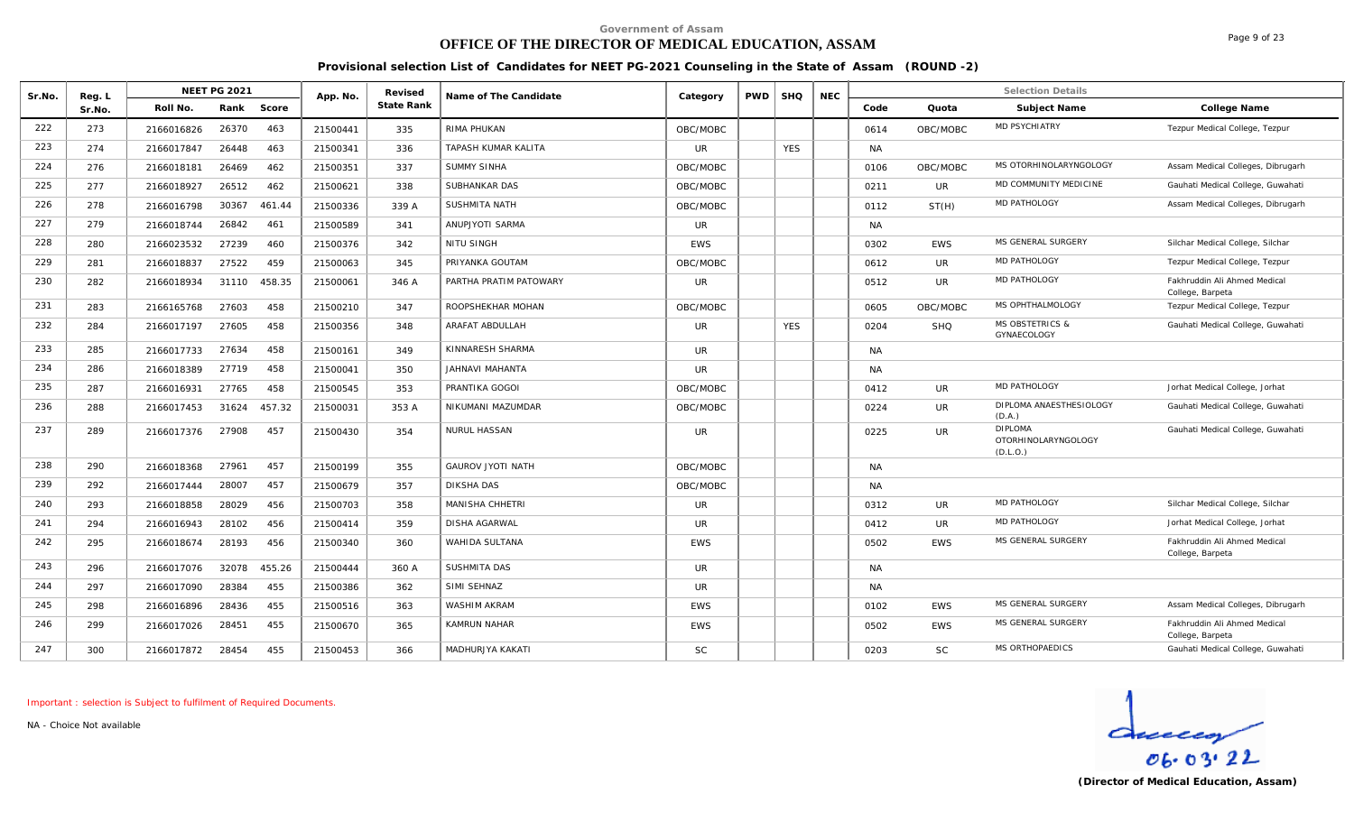Government of Assam

# OFFICE OF THE DIRECTOR OF MEDICAL EDUCATION, ASSAM

**Provisional selection List of Candidates for NEET PG-2021 Counseling in the State of Assam (ROUND -2)**

| Sr.No. | Reg. L Sr.No. | NEET PG 2021 | | | App. No. | Revised State Rank | Name of The Candidate | Category | PWD | SHQ | NEC | Selection Details | | | |
|---|---|---|---|---|---|---|---|---|---|---|---|---|---|---|---|
| | | Roll No. | Rank | Score | | | | | | | | Code | Quota | Subject Name | College Name |
| 222 | 273 | 2166016826 | 26370 | 463 | 21500441 | 335 | RIMA PHUKAN | OBC/MOBC | | | | 0614 | OBC/MOBC | MD PSYCHIATRY | Tezpur Medical College, Tezpur |
| 223 | 274 | 2166017847 | 26448 | 463 | 21500341 | 336 | TAPASH KUMAR KALITA | UR | | YES | | NA | | | |
| 224 | 276 | 2166018181 | 26469 | 462 | 21500351 | 337 | SUMMY SINHA | OBC/MOBC | | | | 0106 | OBC/MOBC | MS OTORHINOLARYNGOLOGY | Assam Medical Colleges, Dibrugarh |
| 225 | 277 | 2166018927 | 26512 | 462 | 21500621 | 338 | SUBHANKAR DAS | OBC/MOBC | | | | 0211 | UR | MD COMMUNITY MEDICINE | Gauhati Medical College, Guwahati |
| 226 | 278 | 2166016798 | 30367 | 461.44 | 21500336 | 339 A | SUSHMITA NATH | OBC/MOBC | | | | 0112 | ST(H) | MD PATHOLOGY | Assam Medical Colleges, Dibrugarh |
| 227 | 279 | 2166018744 | 26842 | 461 | 21500589 | 341 | ANUPJYOTI SARMA | UR | | | | NA | | | |
| 228 | 280 | 2166023532 | 27239 | 460 | 21500376 | 342 | NITU SINGH | EWS | | | | 0302 | EWS | MS GENERAL SURGERY | Silchar Medical College, Silchar |
| 229 | 281 | 2166018837 | 27522 | 459 | 21500063 | 345 | PRIYANKA GOUTAM | OBC/MOBC | | | | 0612 | UR | MD PATHOLOGY | Tezpur Medical College, Tezpur |
| 230 | 282 | 2166018934 | 31110 | 458.35 | 21500061 | 346 A | PARTHA PRATIM PATOWARY | UR | | | | 0512 | UR | MD PATHOLOGY | Fakhruddin Ali Ahmed Medical College, Barpeta |
| 231 | 283 | 2166165768 | 27603 | 458 | 21500210 | 347 | ROOPSHEKHAR MOHAN | OBC/MOBC | | | | 0605 | OBC/MOBC | MS OPHTHALMOLOGY | Tezpur Medical College, Tezpur |
| 232 | 284 | 2166017197 | 27605 | 458 | 21500356 | 348 | ARAFAT ABDULLAH | UR | | YES | | 0204 | SHQ | MS OBSTETRICS & GYNAECOLOGY | Gauhati Medical College, Guwahati |
| 233 | 285 | 2166017733 | 27634 | 458 | 21500161 | 349 | KINNARESH SHARMA | UR | | | | NA | | | |
| 234 | 286 | 2166018389 | 27719 | 458 | 21500041 | 350 | JAHNAVI MAHANTA | UR | | | | NA | | | |
| 235 | 287 | 2166016931 | 27765 | 458 | 21500545 | 353 | PRANTIKA GOGOI | OBC/MOBC | | | | 0412 | UR | MD PATHOLOGY | Jorhat Medical College, Jorhat |
| 236 | 288 | 2166017453 | 31624 | 457.32 | 21500031 | 353 A | NIKUMANI MAZUMDAR | OBC/MOBC | | | | 0224 | UR | DIPLOMA ANAESTHESIOLOGY (D.A.) | Gauhati Medical College, Guwahati |
| 237 | 289 | 2166017376 | 27908 | 457 | 21500430 | 354 | NURUL HASSAN | UR | | | | 0225 | UR | DIPLOMA OTORHINOLARYNGOLOGY (D.L.O.) | Gauhati Medical College, Guwahati |
| 238 | 290 | 2166018368 | 27961 | 457 | 21500199 | 355 | GAUROV JYOTI NATH | OBC/MOBC | | | | NA | | | |
| 239 | 292 | 2166017444 | 28007 | 457 | 21500679 | 357 | DIKSHA DAS | OBC/MOBC | | | | NA | | | |
| 240 | 293 | 2166018858 | 28029 | 456 | 21500703 | 358 | MANISHA CHHETRI | UR | | | | 0312 | UR | MD PATHOLOGY | Silchar Medical College, Silchar |
| 241 | 294 | 2166016943 | 28102 | 456 | 21500414 | 359 | DISHA AGARWAL | UR | | | | 0412 | UR | MD PATHOLOGY | Jorhat Medical College, Jorhat |
| 242 | 295 | 2166018674 | 28193 | 456 | 21500340 | 360 | WAHIDA SULTANA | EWS | | | | 0502 | EWS | MS GENERAL SURGERY | Fakhruddin Ali Ahmed Medical College, Barpeta |
| 243 | 296 | 2166017076 | 32078 | 455.26 | 21500444 | 360 A | SUSHMITA DAS | UR | | | | NA | | | |
| 244 | 297 | 2166017090 | 28384 | 455 | 21500386 | 362 | SIMI SEHNAZ | UR | | | | NA | | | |
| 245 | 298 | 2166016896 | 28436 | 455 | 21500516 | 363 | WASHIM AKRAM | EWS | | | | 0102 | EWS | MS GENERAL SURGERY | Assam Medical Colleges, Dibrugarh |
| 246 | 299 | 2166017026 | 28451 | 455 | 21500670 | 365 | KAMRUN NAHAR | EWS | | | | 0502 | EWS | MS GENERAL SURGERY | Fakhruddin Ali Ahmed Medical College, Barpeta |
| 247 | 300 | 2166017872 | 28454 | 455 | 21500453 | 366 | MADHURJYA KAKATI | SC | | | | 0203 | SC | MS ORTHOPAEDICS | Gauhati Medical College, Guwahati |

Important : selection is Subject to fulfilment of Required Documents.

NA - Choice Not available

06.03.22

**(Director of Medical Education, Assam)**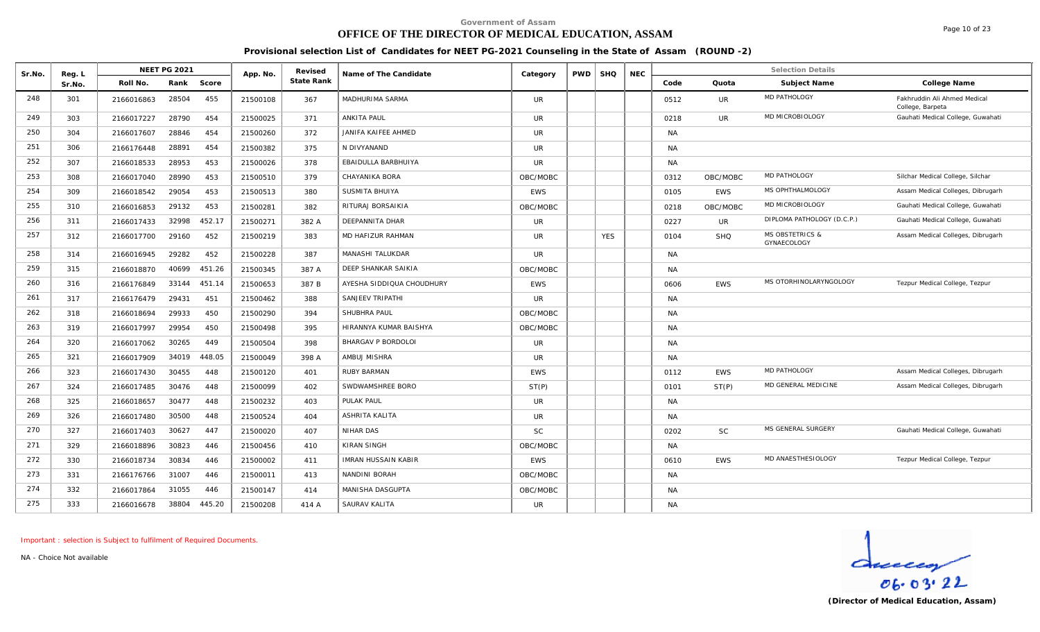Government of Assam

# OFFICE OF THE DIRECTOR OF MEDICAL EDUCATION, ASSAM

## Provisional selection List of Candidates for NEET PG-2021 Counseling in the State of Assam (ROUND -2)

| Sr.No. | Reg. L Sr.No. | NEET PG 2021 | | | App. No. | Revised State Rank | Name of The Candidate | Category | PWD | SHQ | NEC | Selection Details | | | |
|---|---|---|---|---|---|---|---|---|---|---|---|---|---|---|---|
| | | Roll No. | Rank | Score | | | | | | | | Code | Quota | Subject Name | College Name |
| 248 | 301 | 2166016863 | 28504 | 455 | 21500108 | 367 | MADHURIMA SARMA | UR | | | | 0512 | UR | MD PATHOLOGY | Fakhruddin Ali Ahmed Medical College, Barpeta |
| 249 | 303 | 2166017227 | 28790 | 454 | 21500025 | 371 | ANKITA PAUL | UR | | | | 0218 | UR | MD MICROBIOLOGY | Gauhati Medical College, Guwahati |
| 250 | 304 | 2166017607 | 28846 | 454 | 21500260 | 372 | JANIFA KAIFEE AHMED | UR | | | | NA | | | |
| 251 | 306 | 2166176448 | 28891 | 454 | 21500382 | 375 | N DIVYANAND | UR | | | | NA | | | |
| 252 | 307 | 2166018533 | 28953 | 453 | 21500026 | 378 | EBAIDULLA BARBHUIYA | UR | | | | NA | | | |
| 253 | 308 | 2166017040 | 28990 | 453 | 21500510 | 379 | CHAYANIKA BORA | OBC/MOBC | | | | 0312 | OBC/MOBC | MD PATHOLOGY | Silchar Medical College, Silchar |
| 254 | 309 | 2166018542 | 29054 | 453 | 21500513 | 380 | SUSMITA BHUIYA | EWS | | | | 0105 | EWS | MS OPHTHALMOLOGY | Assam Medical Colleges, Dibrugarh |
| 255 | 310 | 2166016853 | 29132 | 453 | 21500281 | 382 | RITURAJ BORSAIKIA | OBC/MOBC | | | | 0218 | OBC/MOBC | MD MICROBIOLOGY | Gauhati Medical College, Guwahati |
| 256 | 311 | 2166017433 | 32998 | 452.17 | 21500271 | 382 A | DEEPANNITA DHAR | UR | | | | 0227 | UR | DIPLOMA PATHOLOGY (D.C.P.) | Gauhati Medical College, Guwahati |
| 257 | 312 | 2166017700 | 29160 | 452 | 21500219 | 383 | MD HAFIZUR RAHMAN | UR | | YES | | 0104 | SHQ | MS OBSTETRICS & GYNAECOLOGY | Assam Medical Colleges, Dibrugarh |
| 258 | 314 | 2166016945 | 29282 | 452 | 21500228 | 387 | MANASHI TALUKDAR | UR | | | | NA | | | |
| 259 | 315 | 2166018870 | 40699 | 451.26 | 21500345 | 387 A | DEEP SHANKAR SAIKIA | OBC/MOBC | | | | NA | | | |
| 260 | 316 | 2166176849 | 33144 | 451.14 | 21500653 | 387 B | AYESHA SIDDIQUA CHOUDHURY | EWS | | | | 0606 | EWS | MS OTORHINOLARYNGOLOGY | Tezpur Medical College, Tezpur |
| 261 | 317 | 2166176479 | 29431 | 451 | 21500462 | 388 | SANJEEV TRIPATHI | UR | | | | NA | | | |
| 262 | 318 | 2166018694 | 29933 | 450 | 21500290 | 394 | SHUBHRA PAUL | OBC/MOBC | | | | NA | | | |
| 263 | 319 | 2166017997 | 29954 | 450 | 21500498 | 395 | HIRANNYA KUMAR BAISHYA | OBC/MOBC | | | | NA | | | |
| 264 | 320 | 2166017062 | 30265 | 449 | 21500504 | 398 | BHARGAV P BORDOLOI | UR | | | | NA | | | |
| 265 | 321 | 2166017909 | 34019 | 448.05 | 21500049 | 398 A | AMBUJ MISHRA | UR | | | | NA | | | |
| 266 | 323 | 2166017430 | 30455 | 448 | 21500120 | 401 | RUBY BARMAN | EWS | | | | 0112 | EWS | MD PATHOLOGY | Assam Medical Colleges, Dibrugarh |
| 267 | 324 | 2166017485 | 30476 | 448 | 21500099 | 402 | SWDWAMSHREE BORO | ST(P) | | | | 0101 | ST(P) | MD GENERAL MEDICINE | Assam Medical Colleges, Dibrugarh |
| 268 | 325 | 2166018657 | 30477 | 448 | 21500232 | 403 | PULAK PAUL | UR | | | | NA | | | |
| 269 | 326 | 2166017480 | 30500 | 448 | 21500524 | 404 | ASHRITA KALITA | UR | | | | NA | | | |
| 270 | 327 | 2166017403 | 30627 | 447 | 21500020 | 407 | NIHAR DAS | SC | | | | 0202 | SC | MS GENERAL SURGERY | Gauhati Medical College, Guwahati |
| 271 | 329 | 2166018896 | 30823 | 446 | 21500456 | 410 | KIRAN SINGH | OBC/MOBC | | | | NA | | | |
| 272 | 330 | 2166018734 | 30834 | 446 | 21500002 | 411 | IMRAN HUSSAIN KABIR | EWS | | | | 0610 | EWS | MD ANAESTHESIOLOGY | Tezpur Medical College, Tezpur |
| 273 | 331 | 2166176766 | 31007 | 446 | 21500011 | 413 | NANDINI BORAH | OBC/MOBC | | | | NA | | | |
| 274 | 332 | 2166017864 | 31055 | 446 | 21500147 | 414 | MANISHA DASGUPTA | OBC/MOBC | | | | NA | | | |
| 275 | 333 | 2166016678 | 38804 | 445.20 | 21500208 | 414 A | SAURAV KALITA | UR | | | | NA | | | |

Important : selection is Subject to fulfilment of Required Documents.

NA - Choice Not available

06.03.22

**(Director of Medical Education, Assam)**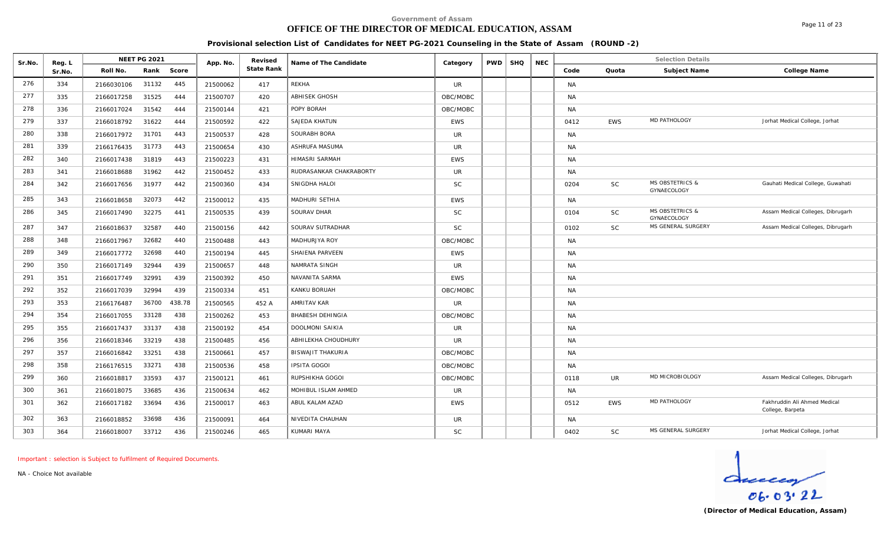Government of Assam

# OFFICE OF THE DIRECTOR OF MEDICAL EDUCATION, ASSAM

## Provisional selection List of Candidates for NEET PG-2021 Counseling in the State of Assam (ROUND -2)

| Sr.No. | Reg. L Sr.No. | NEET PG 2021 | | | App. No. | Revised State Rank | Name of The Candidate | Category | PWD | SHQ | NEC | Selection Details | | | |
|---|---|---|---|---|---|---|---|---|---|---|---|---|---|---|---|
| | | Roll No. | Rank | Score | | | | | | | | Code | Quota | Subject Name | College Name |
| 276 | 334 | 2166030106 | 31132 | 445 | 21500062 | 417 | REKHA | UR | | | | NA | | | |
| 277 | 335 | 2166017258 | 31525 | 444 | 21500707 | 420 | ABHISEK GHOSH | OBC/MOBC | | | | NA | | | |
| 278 | 336 | 2166017024 | 31542 | 444 | 21500144 | 421 | POPY BORAH | OBC/MOBC | | | | NA | | | |
| 279 | 337 | 2166018792 | 31622 | 444 | 21500592 | 422 | SAJEDA KHATUN | EWS | | | | 0412 | EWS | MD PATHOLOGY | Jorhat Medical College, Jorhat |
| 280 | 338 | 2166017972 | 31701 | 443 | 21500537 | 428 | SOURABH BORA | UR | | | | NA | | | |
| 281 | 339 | 2166176435 | 31773 | 443 | 21500654 | 430 | ASHRUFA MASUMA | UR | | | | NA | | | |
| 282 | 340 | 2166017438 | 31819 | 443 | 21500223 | 431 | HIMASRI SARMAH | EWS | | | | NA | | | |
| 283 | 341 | 2166018688 | 31962 | 442 | 21500452 | 433 | RUDRASANKAR CHAKRABORTY | UR | | | | NA | | | |
| 284 | 342 | 2166017656 | 31977 | 442 | 21500360 | 434 | SNIGDHA HALOI | SC | | | | 0204 | SC | MS OBSTETRICS & GYNAECOLOGY | Gauhati Medical College, Guwahati |
| 285 | 343 | 2166018658 | 32073 | 442 | 21500012 | 435 | MADHURI SETHIA | EWS | | | | NA | | | |
| 286 | 345 | 2166017490 | 32275 | 441 | 21500535 | 439 | SOURAV DHAR | SC | | | | 0104 | SC | MS OBSTETRICS & GYNAECOLOGY | Assam Medical Colleges, Dibrugarh |
| 287 | 347 | 2166018637 | 32587 | 440 | 21500156 | 442 | SOURAV SUTRADHAR | SC | | | | 0102 | SC | MS GENERAL SURGERY | Assam Medical Colleges, Dibrugarh |
| 288 | 348 | 2166017967 | 32682 | 440 | 21500488 | 443 | MADHURJYA ROY | OBC/MOBC | | | | NA | | | |
| 289 | 349 | 2166017772 | 32698 | 440 | 21500194 | 445 | SHAIENA PARVEEN | EWS | | | | NA | | | |
| 290 | 350 | 2166017149 | 32944 | 439 | 21500657 | 448 | NAMRATA SINGH | UR | | | | NA | | | |
| 291 | 351 | 2166017749 | 32991 | 439 | 21500392 | 450 | NAVANITA SARMA | EWS | | | | NA | | | |
| 292 | 352 | 2166017039 | 32994 | 439 | 21500334 | 451 | KANKU BORUAH | OBC/MOBC | | | | NA | | | |
| 293 | 353 | 2166176487 | 36700 | 438.78 | 21500565 | 452 A | AMRITAV KAR | UR | | | | NA | | | |
| 294 | 354 | 2166017055 | 33128 | 438 | 21500262 | 453 | BHABESH DEHINGIA | OBC/MOBC | | | | NA | | | |
| 295 | 355 | 2166017437 | 33137 | 438 | 21500192 | 454 | DOOLMONI SAIKIA | UR | | | | NA | | | |
| 296 | 356 | 2166018346 | 33219 | 438 | 21500485 | 456 | ABHILEKHA CHOUDHURY | UR | | | | NA | | | |
| 297 | 357 | 2166016842 | 33251 | 438 | 21500661 | 457 | BISWAJIT THAKURIA | OBC/MOBC | | | | NA | | | |
| 298 | 358 | 2166176515 | 33271 | 438 | 21500536 | 458 | IPSITA GOGOI | OBC/MOBC | | | | NA | | | |
| 299 | 360 | 2166018817 | 33593 | 437 | 21500121 | 461 | RUPSHIKHA GOGOI | OBC/MOBC | | | | 0118 | UR | MD MICROBIOLOGY | Assam Medical Colleges, Dibrugarh |
| 300 | 361 | 2166018075 | 33685 | 436 | 21500634 | 462 | MOHIBUL ISLAM AHMED | UR | | | | NA | | | |
| 301 | 362 | 2166017182 | 33694 | 436 | 21500017 | 463 | ABUL KALAM AZAD | EWS | | | | 0512 | EWS | MD PATHOLOGY | Fakhruddin Ali Ahmed Medical College, Barpeta |
| 302 | 363 | 2166018852 | 33698 | 436 | 21500091 | 464 | NIVEDITA CHAUHAN | UR | | | | NA | | | |
| 303 | 364 | 2166018007 | 33712 | 436 | 21500246 | 465 | KUMARI MAYA | SC | | | | 0402 | SC | MS GENERAL SURGERY | Jorhat Medical College, Jorhat |

Important : selection is Subject to fulfilment of Required Documents.

NA - Choice Not available

06.03.22

**(Director of Medical Education, Assam)**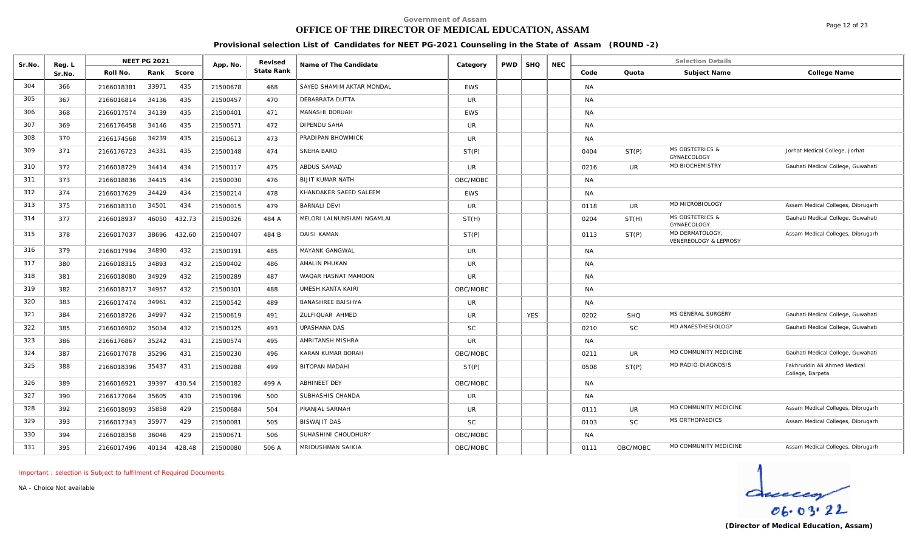Government of Assam

# OFFICE OF THE DIRECTOR OF MEDICAL EDUCATION, ASSAM

**Provisional selection List of Candidates for NEET PG-2021 Counseling in the State of Assam (ROUND -2)**

| Sr.No. | Reg. L Sr.No. | NEET PG 2021 Roll No. | Rank | Score | App. No. | Revised State Rank | Name of The Candidate | Category | PWD | SHQ | NEC | Code | Quota | Subject Name | College Name |
|---|---|---|---|---|---|---|---|---|---|---|---|---|---|---|---|
| 304 | 366 | 2166018381 | 33971 | 435 | 21500678 | 468 | SAYED SHAMIM AKTAR MONDAL | EWS | | | | NA | | | |
| 305 | 367 | 2166016814 | 34136 | 435 | 21500457 | 470 | DEBABRATA DUTTA | UR | | | | NA | | | |
| 306 | 368 | 2166017574 | 34139 | 435 | 21500401 | 471 | MANASHI BORUAH | EWS | | | | NA | | | |
| 307 | 369 | 2166176458 | 34146 | 435 | 21500571 | 472 | DIPENDU SAHA | UR | | | | NA | | | |
| 308 | 370 | 2166174568 | 34239 | 435 | 21500613 | 473 | PRADIPAN BHOWMICK | UR | | | | NA | | | |
| 309 | 371 | 2166176723 | 34331 | 435 | 21500148 | 474 | SNEHA BARO | ST(P) | | | | 0404 | ST(P) | MS OBSTETRICS & GYNAECOLOGY | Jorhat Medical College, Jorhat |
| 310 | 372 | 2166018729 | 34414 | 434 | 21500117 | 475 | ABDUS SAMAD | UR | | | | 0216 | UR | MD BIOCHEMISTRY | Gauhati Medical College, Guwahati |
| 311 | 373 | 2166018836 | 34415 | 434 | 21500030 | 476 | BIJIT KUMAR NATH | OBC/MOBC | | | | NA | | | |
| 312 | 374 | 2166017629 | 34429 | 434 | 21500214 | 478 | KHANDAKER SAEED SALEEM | EWS | | | | NA | | | |
| 313 | 375 | 2166018310 | 34501 | 434 | 21500015 | 479 | BARNALI DEVI | UR | | | | 0118 | UR | MD MICROBIOLOGY | Assam Medical Colleges, Dibrugarh |
| 314 | 377 | 2166018937 | 46050 | 432.73 | 21500326 | 484 A | MELORI LALNUNSIAMI NGAMLAI | ST(H) | | | | 0204 | ST(H) | MS OBSTETRICS & GYNAECOLOGY | Gauhati Medical College, Guwahati |
| 315 | 378 | 2166017037 | 38696 | 432.60 | 21500407 | 484 B | DAISI KAMAN | ST(P) | | | | 0113 | ST(P) | MD DERMATOLOGY, VENEREOLOGY & LEPROSY | Assam Medical Colleges, Dibrugarh |
| 316 | 379 | 2166017994 | 34890 | 432 | 21500191 | 485 | MAYANK GANGWAL | UR | | | | NA | | | |
| 317 | 380 | 2166018315 | 34893 | 432 | 21500402 | 486 | AMALIN PHUKAN | UR | | | | NA | | | |
| 318 | 381 | 2166018080 | 34929 | 432 | 21500289 | 487 | WAQAR HASNAT MAMOON | UR | | | | NA | | | |
| 319 | 382 | 2166018717 | 34957 | 432 | 21500301 | 488 | UMESH KANTA KAIRI | OBC/MOBC | | | | NA | | | |
| 320 | 383 | 2166017474 | 34961 | 432 | 21500542 | 489 | BANASHREE BAISHYA | UR | | | | NA | | | |
| 321 | 384 | 2166018726 | 34997 | 432 | 21500619 | 491 | ZULFIQUAR AHMED | UR | | YES | | 0202 | SHQ | MS GENERAL SURGERY | Gauhati Medical College, Guwahati |
| 322 | 385 | 2166016902 | 35034 | 432 | 21500125 | 493 | UPASHANA DAS | SC | | | | 0210 | SC | MD ANAESTHESIOLOGY | Gauhati Medical College, Guwahati |
| 323 | 386 | 2166176867 | 35242 | 431 | 21500574 | 495 | AMRITANSH MISHRA | UR | | | | NA | | | |
| 324 | 387 | 2166017078 | 35296 | 431 | 21500230 | 496 | KARAN KUMAR BORAH | OBC/MOBC | | | | 0211 | UR | MD COMMUNITY MEDICINE | Gauhati Medical College, Guwahati |
| 325 | 388 | 2166018396 | 35437 | 431 | 21500288 | 499 | BITOPAN MADAHI | ST(P) | | | | 0508 | ST(P) | MD RADIO-DIAGNOSIS | Fakhruddin Ali Ahmed Medical College, Barpeta |
| 326 | 389 | 2166016921 | 39397 | 430.54 | 21500182 | 499 A | ABHINEET DEY | OBC/MOBC | | | | NA | | | |
| 327 | 390 | 2166177064 | 35605 | 430 | 21500196 | 500 | SUBHASHIS CHANDA | UR | | | | NA | | | |
| 328 | 392 | 2166018093 | 35858 | 429 | 21500684 | 504 | PRANJAL SARMAH | UR | | | | 0111 | UR | MD COMMUNITY MEDICINE | Assam Medical Colleges, Dibrugarh |
| 329 | 393 | 2166017343 | 35977 | 429 | 21500081 | 505 | BISWAJIT DAS | SC | | | | 0103 | SC | MS ORTHOPAEDICS | Assam Medical Colleges, Dibrugarh |
| 330 | 394 | 2166018358 | 36046 | 429 | 21500671 | 506 | SUHASHINI CHOUDHURY | OBC/MOBC | | | | NA | | | |
| 331 | 395 | 2166017496 | 40134 | 428.48 | 21500080 | 506 A | MRIDUSHMAN SAIKIA | OBC/MOBC | | | | 0111 | OBC/MOBC | MD COMMUNITY MEDICINE | Assam Medical Colleges, Dibrugarh |

Important : selection is Subject to fulfilment of Required Documents.

NA - Choice Not available

06.03.22

**(Director of Medical Education, Assam)**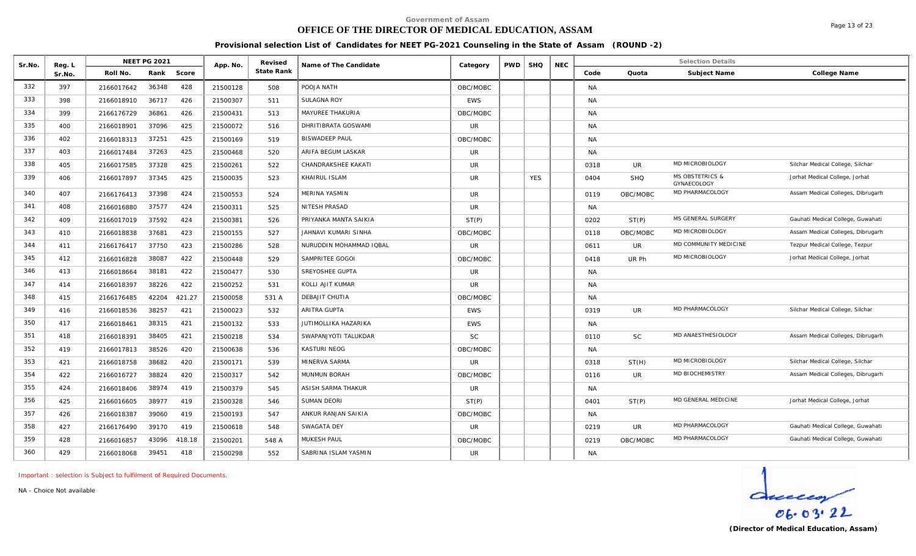Government of Assam

# OFFICE OF THE DIRECTOR OF MEDICAL EDUCATION, ASSAM

**Provisional selection List of Candidates for NEET PG-2021 Counseling in the State of Assam (ROUND -2)**

| Sr.No. | Reg. L Sr.No. | NEET PG 2021 | | | App. No. | Revised State Rank | Name of The Candidate | Category | PWD | SHQ | NEC | Selection Details | | | |
|---|---|---|---|---|---|---|---|---|---|---|---|---|---|---|---|
| | | Roll No. | Rank | Score | | | | | | | | Code | Quota | Subject Name | College Name |
| 332 | 397 | 2166017642 | 36348 | 428 | 21500128 | 508 | POOJA NATH | OBC/MOBC | | | | NA | | | |
| 333 | 398 | 2166018910 | 36717 | 426 | 21500307 | 511 | SULAGNA ROY | EWS | | | | NA | | | |
| 334 | 399 | 2166176729 | 36861 | 426 | 21500431 | 513 | MAYUREE THAKURIA | OBC/MOBC | | | | NA | | | |
| 335 | 400 | 2166018901 | 37096 | 425 | 21500072 | 516 | DHRITIBRATA GOSWAMI | UR | | | | NA | | | |
| 336 | 402 | 2166018313 | 37251 | 425 | 21500169 | 519 | BISWADEEP PAUL | OBC/MOBC | | | | NA | | | |
| 337 | 403 | 2166017484 | 37263 | 425 | 21500468 | 520 | ARIFA BEGUM LASKAR | UR | | | | NA | | | |
| 338 | 405 | 2166017585 | 37328 | 425 | 21500261 | 522 | CHANDRAKSHEE KAKATI | UR | | | | 0318 | UR | MD MICROBIOLOGY | Silchar Medical College, Silchar |
| 339 | 406 | 2166017897 | 37345 | 425 | 21500035 | 523 | KHAIRUL ISLAM | UR | | YES | | 0404 | SHQ | MS OBSTETRICS & GYNAECOLOGY | Jorhat Medical College, Jorhat |
| 340 | 407 | 2166176413 | 37398 | 424 | 21500553 | 524 | MERINA YASMIN | UR | | | | 0119 | OBC/MOBC | MD PHARMACOLOGY | Assam Medical Colleges, Dibrugarh |
| 341 | 408 | 2166016880 | 37577 | 424 | 21500311 | 525 | NITESH PRASAD | UR | | | | NA | | | |
| 342 | 409 | 2166017019 | 37592 | 424 | 21500381 | 526 | PRIYANKA MANTA SAIKIA | ST(P) | | | | 0202 | ST(P) | MS GENERAL SURGERY | Gauhati Medical College, Guwahati |
| 343 | 410 | 2166018838 | 37681 | 423 | 21500155 | 527 | JAHNAVI KUMARI SINHA | OBC/MOBC | | | | 0118 | OBC/MOBC | MD MICROBIOLOGY | Assam Medical Colleges, Dibrugarh |
| 344 | 411 | 2166176417 | 37750 | 423 | 21500286 | 528 | NURUDDIN MOHAMMAD IQBAL | UR | | | | 0611 | UR | MD COMMUNITY MEDICINE | Tezpur Medical College, Tezpur |
| 345 | 412 | 2166016828 | 38087 | 422 | 21500448 | 529 | SAMPRITEE GOGOI | OBC/MOBC | | | | 0418 | UR Ph | MD MICROBIOLOGY | Jorhat Medical College, Jorhat |
| 346 | 413 | 2166018664 | 38181 | 422 | 21500477 | 530 | SREYOSHEE GUPTA | UR | | | | NA | | | |
| 347 | 414 | 2166018397 | 38226 | 422 | 21500252 | 531 | KOLLI AJIT KUMAR | UR | | | | NA | | | |
| 348 | 415 | 2166176485 | 42204 | 421.27 | 21500058 | 531 A | DEBAJIT CHUTIA | OBC/MOBC | | | | NA | | | |
| 349 | 416 | 2166018536 | 38257 | 421 | 21500023 | 532 | ARITRA GUPTA | EWS | | | | 0319 | UR | MD PHARMACOLOGY | Silchar Medical College, Silchar |
| 350 | 417 | 2166018461 | 38315 | 421 | 21500132 | 533 | JUTIMOLLIKA HAZARIKA | EWS | | | | NA | | | |
| 351 | 418 | 2166018391 | 38405 | 421 | 21500218 | 534 | SWAPANJYOTI TALUKDAR | SC | | | | 0110 | SC | MD ANAESTHESIOLOGY | Assam Medical Colleges, Dibrugarh |
| 352 | 419 | 2166017813 | 38526 | 420 | 21500638 | 536 | KASTURI NEOG | OBC/MOBC | | | | NA | | | |
| 353 | 421 | 2166018758 | 38682 | 420 | 21500171 | 539 | MINERVA SARMA | UR | | | | 0318 | ST(H) | MD MICROBIOLOGY | Silchar Medical College, Silchar |
| 354 | 422 | 2166016727 | 38824 | 420 | 21500317 | 542 | MUNMUN BORAH | OBC/MOBC | | | | 0116 | UR | MD BIOCHEMISTRY | Assam Medical Colleges, Dibrugarh |
| 355 | 424 | 2166018406 | 38974 | 419 | 21500379 | 545 | ASISH SARMA THAKUR | UR | | | | NA | | | |
| 356 | 425 | 2166016605 | 38977 | 419 | 21500328 | 546 | SUMAN DEORI | ST(P) | | | | 0401 | ST(P) | MD GENERAL MEDICINE | Jorhat Medical College, Jorhat |
| 357 | 426 | 2166018387 | 39060 | 419 | 21500193 | 547 | ANKUR RANJAN SAIKIA | OBC/MOBC | | | | NA | | | |
| 358 | 427 | 2166176490 | 39170 | 419 | 21500618 | 548 | SWAGATA DEY | UR | | | | 0219 | UR | MD PHARMACOLOGY | Gauhati Medical College, Guwahati |
| 359 | 428 | 2166016857 | 43096 | 418.18 | 21500201 | 548 A | MUKESH PAUL | OBC/MOBC | | | | 0219 | OBC/MOBC | MD PHARMACOLOGY | Gauhati Medical College, Guwahati |
| 360 | 429 | 2166018068 | 39451 | 418 | 21500298 | 552 | SABRINA ISLAM YASMIN | UR | | | | NA | | | |

*Important : selection is Subject to fulfilment of Required Documents.*

NA - Choice Not available

06.03.22

**(Director of Medical Education, Assam)**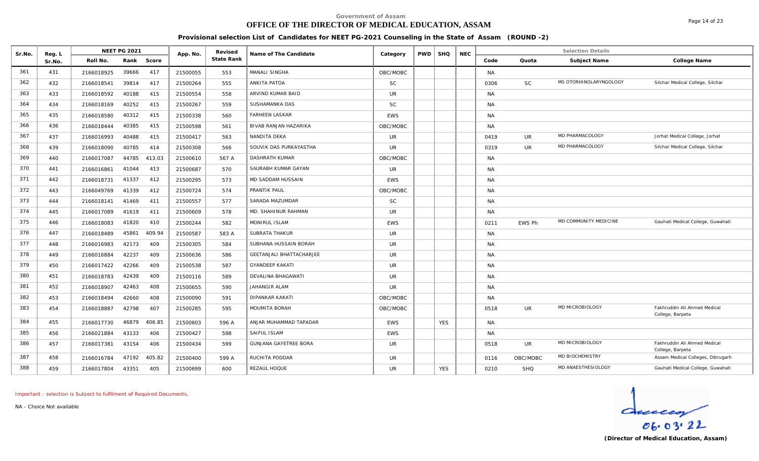Government of Assam

# OFFICE OF THE DIRECTOR OF MEDICAL EDUCATION, ASSAM

## Provisional selection List of Candidates for NEET PG-2021 Counseling in the State of Assam (ROUND -2)

| Sr.No. | Reg. L Sr.No. | NEET PG 2021 | | | App. No. | Revised State Rank | Name of The Candidate | Category | PWD | SHQ | NEC | Selection Details | | | |
|---|---|---|---|---|---|---|---|---|---|---|---|---|---|---|---|
| | | Roll No. | Rank | Score | | | | | | | | Code | Quota | Subject Name | College Name |
| 361 | 431 | 2166018925 | 39666 | 417 | 21500055 | 553 | MANALI SINGHA | OBC/MOBC | | | | NA | | | |
| 362 | 432 | 2166018541 | 39814 | 417 | 21500264 | 555 | ANKITA PATOA | SC | | | | 0306 | SC | MS OTORHINOLARYNGOLOGY | Silchar Medical College, Silchar |
| 363 | 433 | 2166018592 | 40188 | 415 | 21500554 | 558 | ARVIND KUMAR BAID | UR | | | | NA | | | |
| 364 | 434 | 2166018169 | 40252 | 415 | 21500267 | 559 | SUSHAMANKA DAS | SC | | | | NA | | | |
| 365 | 435 | 2166018580 | 40312 | 415 | 21500338 | 560 | FARHEEN LASKAR | EWS | | | | NA | | | |
| 366 | 436 | 2166018444 | 40385 | 415 | 21500598 | 561 | BIVAB RANJAN HAZARIKA | OBC/MOBC | | | | NA | | | |
| 367 | 437 | 2166016993 | 40488 | 415 | 21500417 | 563 | NANDITA DEKA | UR | | | | 0419 | UR | MD PHARMACOLOGY | Jorhat Medical College, Jorhat |
| 368 | 439 | 2166018090 | 40785 | 414 | 21500308 | 566 | SOUVIK DAS PURKAYASTHA | UR | | | | 0319 | UR | MD PHARMACOLOGY | Silchar Medical College, Silchar |
| 369 | 440 | 2166017087 | 44785 | 413.03 | 21500610 | 567 A | DASHRATH KUMAR | OBC/MOBC | | | | NA | | | |
| 370 | 441 | 2166016861 | 41044 | 413 | 21500687 | 570 | SAURABH KUMAR GAYAN | UR | | | | NA | | | |
| 371 | 442 | 2166018731 | 41337 | 412 | 21500295 | 573 | MD SADDAM HUSSAIN | EWS | | | | NA | | | |
| 372 | 443 | 2166049769 | 41339 | 412 | 21500724 | 574 | PRANTIK PAUL | OBC/MOBC | | | | NA | | | |
| 373 | 444 | 2166018141 | 41469 | 411 | 21500557 | 577 | SARADA MAZUMDAR | SC | | | | NA | | | |
| 374 | 445 | 2166017089 | 41619 | 411 | 21500609 | 578 | MD. SHAHINUR RAHMAN | UR | | | | NA | | | |
| 375 | 446 | 2166018083 | 41820 | 410 | 21500244 | 582 | MONIRUL ISLAM | EWS | | | | 0211 | EWS Ph | MD COMMUNITY MEDICINE | Gauhati Medical College, Guwahati |
| 376 | 447 | 2166018489 | 45861 | 409.94 | 21500587 | 583 A | SUBRATA THAKUR | UR | | | | NA | | | |
| 377 | 448 | 2166016983 | 42173 | 409 | 21500305 | 584 | SUBHANA HUSSAIN BORAH | UR | | | | NA | | | |
| 378 | 449 | 2166016884 | 42237 | 409 | 21500636 | 586 | GEETANJALI BHATTACHARJEE | UR | | | | NA | | | |
| 379 | 450 | 2166017422 | 42266 | 409 | 21500538 | 587 | GYANDEEP KAKATI | UR | | | | NA | | | |
| 380 | 451 | 2166018783 | 42439 | 409 | 21500116 | 589 | DEVALINA BHAGAWATI | UR | | | | NA | | | |
| 381 | 452 | 2166018907 | 42463 | 408 | 21500655 | 590 | JAHANGIR ALAM | UR | | | | NA | | | |
| 382 | 453 | 2166018494 | 42660 | 408 | 21500090 | 591 | DIPANKAR KAKATI | OBC/MOBC | | | | NA | | | |
| 383 | 454 | 2166018887 | 42798 | 407 | 21500285 | 595 | MOUMITA BORAH | OBC/MOBC | | | | 0518 | UR | MD MICROBIOLOGY | Fakhruddin Ali Ahmed Medical College, Barpeta |
| 384 | 455 | 2166017730 | 46879 | 406.85 | 21500603 | 596 A | ANJAR MUHAMMAD TAPADAR | EWS | | YES | | NA | | | |
| 385 | 456 | 2166021884 | 43133 | 406 | 21500427 | 598 | SAIFUL ISLAM | EWS | | | | NA | | | |
| 386 | 457 | 2166017381 | 43154 | 406 | 21500434 | 599 | GUNJANA GAYETREE BORA | UR | | | | 0518 | UR | MD MICROBIOLOGY | Fakhruddin Ali Ahmed Medical College, Barpeta |
| 387 | 458 | 2166016784 | 47192 | 405.82 | 21500400 | 599 A | RUCHITA PODDAR | UR | | | | 0116 | OBC/MOBC | MD BIOCHEMISTRY | Assam Medical Colleges, Dibrugarh |
| 388 | 459 | 2166017804 | 43351 | 405 | 21500699 | 600 | REZAUL HOQUE | UR | | YES | | 0210 | SHQ | MD ANAESTHESIOLOGY | Gauhati Medical College, Guwahati |

Important : selection is Subject to fulfilment of Required Documents.

NA - Choice Not available

06.03.22

**(Director of Medical Education, Assam)**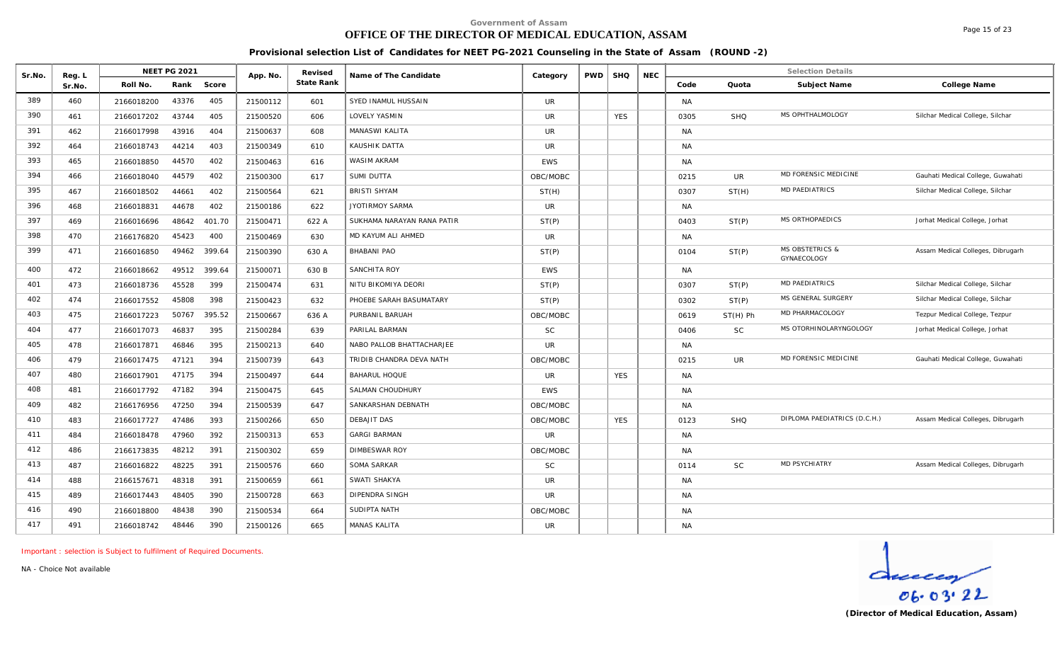Government of Assam

# OFFICE OF THE DIRECTOR OF MEDICAL EDUCATION, ASSAM

**Provisional selection List of Candidates for NEET PG-2021 Counseling in the State of Assam (ROUND -2)**

| Sr.No. | Reg. L Sr.No. | NEET PG 2021 Roll No. | Rank | Score | App. No. | Revised State Rank | Name of The Candidate | Category | PWD | SHQ | NEC | Code | Quota | Subject Name | College Name |
|---|---|---|---|---|---|---|---|---|---|---|---|---|---|---|---|
| 389 | 460 | 2166018200 | 43376 | 405 | 21500112 | 601 | SYED INAMUL HUSSAIN | UR | | | | NA | | | |
| 390 | 461 | 2166017202 | 43744 | 405 | 21500520 | 606 | LOVELY YASMIN | UR | | YES | | 0305 | SHQ | MS OPHTHALMOLOGY | Silchar Medical College, Silchar |
| 391 | 462 | 2166017998 | 43916 | 404 | 21500637 | 608 | MANASWI KALITA | UR | | | | NA | | | |
| 392 | 464 | 2166018743 | 44214 | 403 | 21500349 | 610 | KAUSHIK DATTA | UR | | | | NA | | | |
| 393 | 465 | 2166018850 | 44570 | 402 | 21500463 | 616 | WASIM AKRAM | EWS | | | | NA | | | |
| 394 | 466 | 2166018040 | 44579 | 402 | 21500300 | 617 | SUMI DUTTA | OBC/MOBC | | | | 0215 | UR | MD FORENSIC MEDICINE | Gauhati Medical College, Guwahati |
| 395 | 467 | 2166018502 | 44661 | 402 | 21500564 | 621 | BRISTI SHYAM | ST(H) | | | | 0307 | ST(H) | MD PAEDIATRICS | Silchar Medical College, Silchar |
| 396 | 468 | 2166018831 | 44678 | 402 | 21500186 | 622 | JYOTIRMOY SARMA | UR | | | | NA | | | |
| 397 | 469 | 2166016696 | 48642 | 401.70 | 21500471 | 622 A | SUKHAMA NARAYAN RANA PATIR | ST(P) | | | | 0403 | ST(P) | MS ORTHOPAEDICS | Jorhat Medical College, Jorhat |
| 398 | 470 | 2166176820 | 45423 | 400 | 21500469 | 630 | MD KAYUM ALI AHMED | UR | | | | NA | | | |
| 399 | 471 | 2166016850 | 49462 | 399.64 | 21500390 | 630 A | BHABANI PAO | ST(P) | | | | 0104 | ST(P) | MS OBSTETRICS & GYNAECOLOGY | Assam Medical Colleges, Dibrugarh |
| 400 | 472 | 2166018662 | 49512 | 399.64 | 21500071 | 630 B | SANCHITA ROY | EWS | | | | NA | | | |
| 401 | 473 | 2166018736 | 45528 | 399 | 21500474 | 631 | NITU BIKOMIYA DEORI | ST(P) | | | | 0307 | ST(P) | MD PAEDIATRICS | Silchar Medical College, Silchar |
| 402 | 474 | 2166017552 | 45808 | 398 | 21500423 | 632 | PHOEBE SARAH BASUMATARY | ST(P) | | | | 0302 | ST(P) | MS GENERAL SURGERY | Silchar Medical College, Silchar |
| 403 | 475 | 2166017223 | 50767 | 395.52 | 21500667 | 636 A | PURBANIL BARUAH | OBC/MOBC | | | | 0619 | ST(H) Ph | MD PHARMACOLOGY | Tezpur Medical College, Tezpur |
| 404 | 477 | 2166017073 | 46837 | 395 | 21500284 | 639 | PARILAL BARMAN | SC | | | | 0406 | SC | MS OTORHINOLARYNGOLOGY | Jorhat Medical College, Jorhat |
| 405 | 478 | 2166017871 | 46846 | 395 | 21500213 | 640 | NABO PALLOB BHATTACHARJEE | UR | | | | NA | | | |
| 406 | 479 | 2166017475 | 47121 | 394 | 21500739 | 643 | TRIDIB CHANDRA DEVA NATH | OBC/MOBC | | | | 0215 | UR | MD FORENSIC MEDICINE | Gauhati Medical College, Guwahati |
| 407 | 480 | 2166017901 | 47175 | 394 | 21500497 | 644 | BAHARUL HOQUE | UR | | YES | | NA | | | |
| 408 | 481 | 2166017792 | 47182 | 394 | 21500475 | 645 | SALMAN CHOUDHURY | EWS | | | | NA | | | |
| 409 | 482 | 2166176956 | 47250 | 394 | 21500539 | 647 | SANKARSHAN DEBNATH | OBC/MOBC | | | | NA | | | |
| 410 | 483 | 2166017727 | 47486 | 393 | 21500266 | 650 | DEBAJIT DAS | OBC/MOBC | | YES | | 0123 | SHQ | DIPLOMA PAEDIATRICS (D.C.H.) | Assam Medical Colleges, Dibrugarh |
| 411 | 484 | 2166018478 | 47960 | 392 | 21500313 | 653 | GARGI BARMAN | UR | | | | NA | | | |
| 412 | 486 | 2166173835 | 48212 | 391 | 21500302 | 659 | DIMBESWAR ROY | OBC/MOBC | | | | NA | | | |
| 413 | 487 | 2166016822 | 48225 | 391 | 21500576 | 660 | SOMA SARKAR | SC | | | | 0114 | SC | MD PSYCHIATRY | Assam Medical Colleges, Dibrugarh |
| 414 | 488 | 2166157671 | 48318 | 391 | 21500659 | 661 | SWATI SHAKYA | UR | | | | NA | | | |
| 415 | 489 | 2166017443 | 48405 | 390 | 21500728 | 663 | DIPENDRA SINGH | UR | | | | NA | | | |
| 416 | 490 | 2166018800 | 48438 | 390 | 21500534 | 664 | SUDIPTA NATH | OBC/MOBC | | | | NA | | | |
| 417 | 491 | 2166018742 | 48446 | 390 | 21500126 | 665 | MANAS KALITA | UR | | | | NA | | | |

Important : selection is Subject to fulfilment of Required Documents.

NA - Choice Not available

06.03.22

(Director of Medical Education, Assam)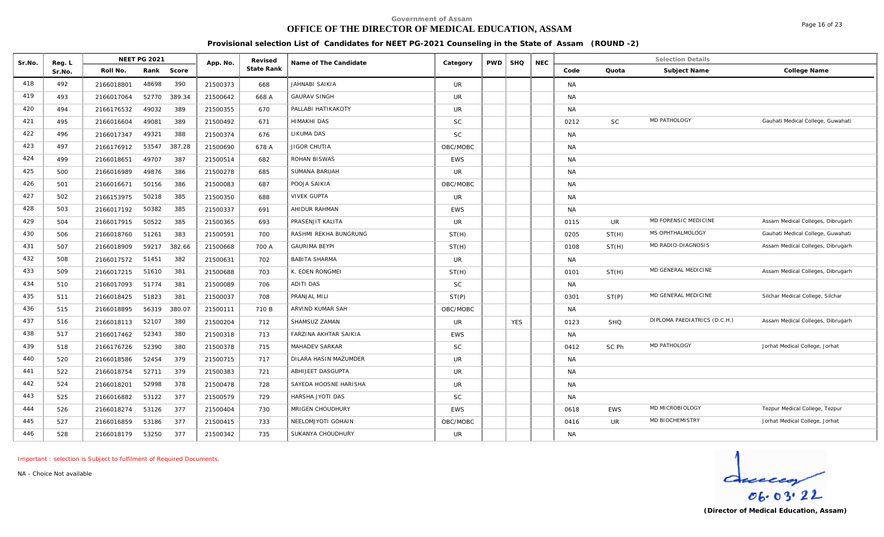Government of Assam

# OFFICE OF THE DIRECTOR OF MEDICAL EDUCATION, ASSAM

## Provisional selection List of Candidates for NEET PG-2021 Counseling in the State of Assam (ROUND -2)

| Sr.No. | Reg. L Sr.No. | NEET PG 2021 | | | App. No. | Revised State Rank | Name of The Candidate | Category | PWD | SHQ | NEC | Selection Details | | | |
|---|---|---|---|---|---|---|---|---|---|---|---|---|---|---|---|
| | | Roll No. | Rank | Score | | | | | | | | Code | Quota | Subject Name | College Name |
| 418 | 492 | 2166018801 | 48698 | 390 | 21500373 | 668 | JAHNABI SAIKIA | UR | | | | NA | | | |
| 419 | 493 | 2166017064 | 52770 | 389.34 | 21500642 | 668 A | GAURAV SINGH | UR | | | | NA | | | |
| 420 | 494 | 2166176532 | 49032 | 389 | 21500355 | 670 | PALLABI HATIKAKOTY | UR | | | | NA | | | |
| 421 | 495 | 2166016604 | 49081 | 389 | 21500492 | 671 | HIMAKHI DAS | SC | | | | 0212 | SC | MD PATHOLOGY | Gauhati Medical College, Guwahati |
| 422 | 496 | 2166017347 | 49321 | 388 | 21500374 | 676 | LIKUMA DAS | SC | | | | NA | | | |
| 423 | 497 | 2166176912 | 53547 | 387.28 | 21500690 | 678 A | JIGOR CHUTIA | OBC/MOBC | | | | NA | | | |
| 424 | 499 | 2166018651 | 49707 | 387 | 21500514 | 682 | ROHAN BISWAS | EWS | | | | NA | | | |
| 425 | 500 | 2166016989 | 49876 | 386 | 21500278 | 685 | SUMANA BARUAH | UR | | | | NA | | | |
| 426 | 501 | 2166016671 | 50156 | 386 | 21500083 | 687 | POOJA SAIKIA | OBC/MOBC | | | | NA | | | |
| 427 | 502 | 2166153975 | 50218 | 385 | 21500350 | 688 | VIVEK GUPTA | UR | | | | NA | | | |
| 428 | 503 | 2166017192 | 50382 | 385 | 21500337 | 691 | AHIDUR RAHMAN | EWS | | | | NA | | | |
| 429 | 504 | 2166017915 | 50522 | 385 | 21500365 | 693 | PRASENJIT KALITA | UR | | | | 0115 | UR | MD FORENSIC MEDICINE | Assam Medical Colleges, Dibrugarh |
| 430 | 506 | 2166018760 | 51261 | 383 | 21500591 | 700 | RASHMI REKHA BUNGRUNG | ST(H) | | | | 0205 | ST(H) | MS OPHTHALMOLOGY | Gauhati Medical College, Guwahati |
| 431 | 507 | 2166018909 | 59217 | 382.66 | 21500668 | 700 A | GAURIMA BEYPI | ST(H) | | | | 0108 | ST(H) | MD RADIO-DIAGNOSIS | Assam Medical Colleges, Dibrugarh |
| 432 | 508 | 2166017572 | 51451 | 382 | 21500631 | 702 | BABITA SHARMA | UR | | | | NA | | | |
| 433 | 509 | 2166017215 | 51610 | 381 | 21500688 | 703 | K. EDEN RONGMEI | ST(H) | | | | 0101 | ST(H) | MD GENERAL MEDICINE | Assam Medical Colleges, Dibrugarh |
| 434 | 510 | 2166017093 | 51774 | 381 | 21500089 | 706 | ADITI DAS | SC | | | | NA | | | |
| 435 | 511 | 2166018425 | 51823 | 381 | 21500037 | 708 | PRANJAL MILI | ST(P) | | | | 0301 | ST(P) | MD GENERAL MEDICINE | Silchar Medical College, Silchar |
| 436 | 515 | 2166018895 | 56319 | 380.07 | 21500111 | 710 B | ARVIND KUMAR SAH | OBC/MOBC | | | | NA | | | |
| 437 | 516 | 2166018113 | 52107 | 380 | 21500204 | 712 | SHAMSUZ ZAMAN | UR | | YES | | 0123 | SHQ | DIPLOMA PAEDIATRICS (D.C.H.) | Assam Medical Colleges, Dibrugarh |
| 438 | 517 | 2166017462 | 52343 | 380 | 21500318 | 713 | FARZINA AKHTAR SAIKIA | EWS | | | | NA | | | |
| 439 | 518 | 2166176726 | 52390 | 380 | 21500378 | 715 | MAHADEV SARKAR | SC | | | | 0412 | SC Ph | MD PATHOLOGY | Jorhat Medical College, Jorhat |
| 440 | 520 | 2166018586 | 52454 | 379 | 21500715 | 717 | DILARA HASIN MAZUMDER | UR | | | | NA | | | |
| 441 | 522 | 2166018754 | 52711 | 379 | 21500383 | 721 | ABHIJEET DASGUPTA | UR | | | | NA | | | |
| 442 | 524 | 2166018201 | 52998 | 378 | 21500478 | 728 | SAYEDA HOOSNE HARISHA | UR | | | | NA | | | |
| 443 | 525 | 2166016882 | 53122 | 377 | 21500579 | 729 | HARSHA JYOTI DAS | SC | | | | NA | | | |
| 444 | 526 | 2166018274 | 53126 | 377 | 21500404 | 730 | MRIGEN CHOUDHURY | EWS | | | | 0618 | EWS | MD MICROBIOLOGY | Tezpur Medical College, Tezpur |
| 445 | 527 | 2166016859 | 53186 | 377 | 21500415 | 733 | NEELOMJYOTI GOHAIN | OBC/MOBC | | | | 0416 | UR | MD BIOCHEMISTRY | Jorhat Medical College, Jorhat |
| 446 | 528 | 2166018179 | 53250 | 377 | 21500342 | 735 | SUKANYA CHOUDHURY | UR | | | | NA | | | |

Important : selection is Subject to fulfilment of Required Documents.

NA - Choice Not available

06.03.22

**(Director of Medical Education, Assam)**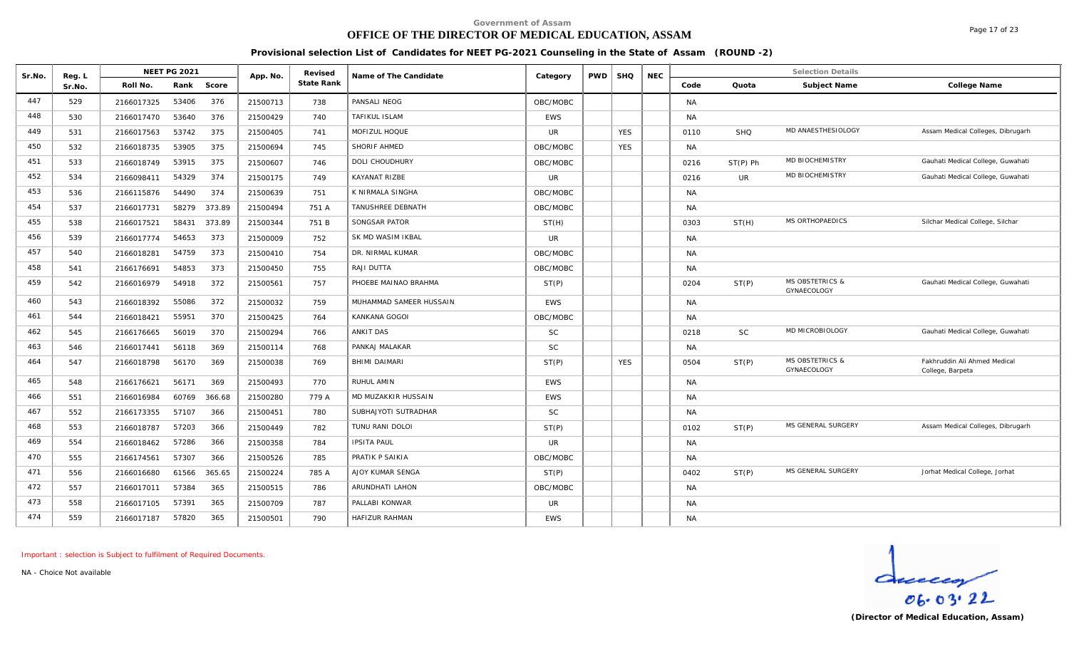Government of Assam

# OFFICE OF THE DIRECTOR OF MEDICAL EDUCATION, ASSAM

## Provisional selection List of Candidates for NEET PG-2021 Counseling in the State of Assam (ROUND -2)

| Sr.No. | Reg. L Sr.No. | NEET PG 2021 | | | App. No. | Revised State Rank | Name of The Candidate | Category | PWD | SHQ | NEC | Selection Details | | | |
|---|---|---|---|---|---|---|---|---|---|---|---|---|---|---|---|
| | | Roll No. | Rank | Score | | | | | | | | Code | Quota | Subject Name | College Name |
| 447 | 529 | 2166017325 | 53406 | 376 | 21500713 | 738 | PANSALI NEOG | OBC/MOBC | | | | NA | | | |
| 448 | 530 | 2166017470 | 53640 | 376 | 21500429 | 740 | TAFIKUL ISLAM | EWS | | | | NA | | | |
| 449 | 531 | 2166017563 | 53742 | 375 | 21500405 | 741 | MOFIZUL HOQUE | UR | | YES | | 0110 | SHQ | MD ANAESTHESIOLOGY | Assam Medical Colleges, Dibrugarh |
| 450 | 532 | 2166018735 | 53905 | 375 | 21500694 | 745 | SHORIF AHMED | OBC/MOBC | | YES | | NA | | | |
| 451 | 533 | 2166018749 | 53915 | 375 | 21500607 | 746 | DOLI CHOUDHURY | OBC/MOBC | | | | 0216 | ST(P) Ph | MD BIOCHEMISTRY | Gauhati Medical College, Guwahati |
| 452 | 534 | 2166098411 | 54329 | 374 | 21500175 | 749 | KAYANAT RIZBE | UR | | | | 0216 | UR | MD BIOCHEMISTRY | Gauhati Medical College, Guwahati |
| 453 | 536 | 2166115876 | 54490 | 374 | 21500639 | 751 | K NIRMALA SINGHA | OBC/MOBC | | | | NA | | | |
| 454 | 537 | 2166017731 | 58279 | 373.89 | 21500494 | 751 A | TANUSHREE DEBNATH | OBC/MOBC | | | | NA | | | |
| 455 | 538 | 2166017521 | 58431 | 373.89 | 21500344 | 751 B | SONGSAR PATOR | ST(H) | | | | 0303 | ST(H) | MS ORTHOPAEDICS | Silchar Medical College, Silchar |
| 456 | 539 | 2166017774 | 54653 | 373 | 21500009 | 752 | SK MD WASIM IKBAL | UR | | | | NA | | | |
| 457 | 540 | 2166018281 | 54759 | 373 | 21500410 | 754 | DR. NIRMAL KUMAR | OBC/MOBC | | | | NA | | | |
| 458 | 541 | 2166176691 | 54853 | 373 | 21500450 | 755 | RAJI DUTTA | OBC/MOBC | | | | NA | | | |
| 459 | 542 | 2166016979 | 54918 | 372 | 21500561 | 757 | PHOEBE MAINAO BRAHMA | ST(P) | | | | 0204 | ST(P) | MS OBSTETRICS & GYNAECOLOGY | Gauhati Medical College, Guwahati |
| 460 | 543 | 2166018392 | 55086 | 372 | 21500032 | 759 | MUHAMMAD SAMEER HUSSAIN | EWS | | | | NA | | | |
| 461 | 544 | 2166018421 | 55951 | 370 | 21500425 | 764 | KANKANA GOGOI | OBC/MOBC | | | | NA | | | |
| 462 | 545 | 2166176665 | 56019 | 370 | 21500294 | 766 | ANKIT DAS | SC | | | | 0218 | SC | MD MICROBIOLOGY | Gauhati Medical College, Guwahati |
| 463 | 546 | 2166017441 | 56118 | 369 | 21500114 | 768 | PANKAJ MALAKAR | SC | | | | NA | | | |
| 464 | 547 | 2166018798 | 56170 | 369 | 21500038 | 769 | BHIMI DAIMARI | ST(P) | | YES | | 0504 | ST(P) | MS OBSTETRICS & GYNAECOLOGY | Fakhruddin Ali Ahmed Medical College, Barpeta |
| 465 | 548 | 2166176621 | 56171 | 369 | 21500493 | 770 | RUHUL AMIN | EWS | | | | NA | | | |
| 466 | 551 | 2166016984 | 60769 | 366.68 | 21500280 | 779 A | MD MUZAKKIR HUSSAIN | EWS | | | | NA | | | |
| 467 | 552 | 2166173355 | 57107 | 366 | 21500451 | 780 | SUBHAJYOTI SUTRADHAR | SC | | | | NA | | | |
| 468 | 553 | 2166018787 | 57203 | 366 | 21500449 | 782 | TUNU RANI DOLOI | ST(P) | | | | 0102 | ST(P) | MS GENERAL SURGERY | Assam Medical Colleges, Dibrugarh |
| 469 | 554 | 2166018462 | 57286 | 366 | 21500358 | 784 | IPSITA PAUL | UR | | | | NA | | | |
| 470 | 555 | 2166174561 | 57307 | 366 | 21500526 | 785 | PRATIK P SAIKIA | OBC/MOBC | | | | NA | | | |
| 471 | 556 | 2166016680 | 61566 | 365.65 | 21500224 | 785 A | AJOY KUMAR SENGA | ST(P) | | | | 0402 | ST(P) | MS GENERAL SURGERY | Jorhat Medical College, Jorhat |
| 472 | 557 | 2166017011 | 57384 | 365 | 21500515 | 786 | ARUNDHATI LAHON | OBC/MOBC | | | | NA | | | |
| 473 | 558 | 2166017105 | 57391 | 365 | 21500709 | 787 | PALLABI KONWAR | UR | | | | NA | | | |
| 474 | 559 | 2166017187 | 57820 | 365 | 21500501 | 790 | HAFIZUR RAHMAN | EWS | | | | NA | | | |

Important : selection is Subject to fulfilment of Required Documents.

NA - Choice Not available

06.03.22

**(Director of Medical Education, Assam)**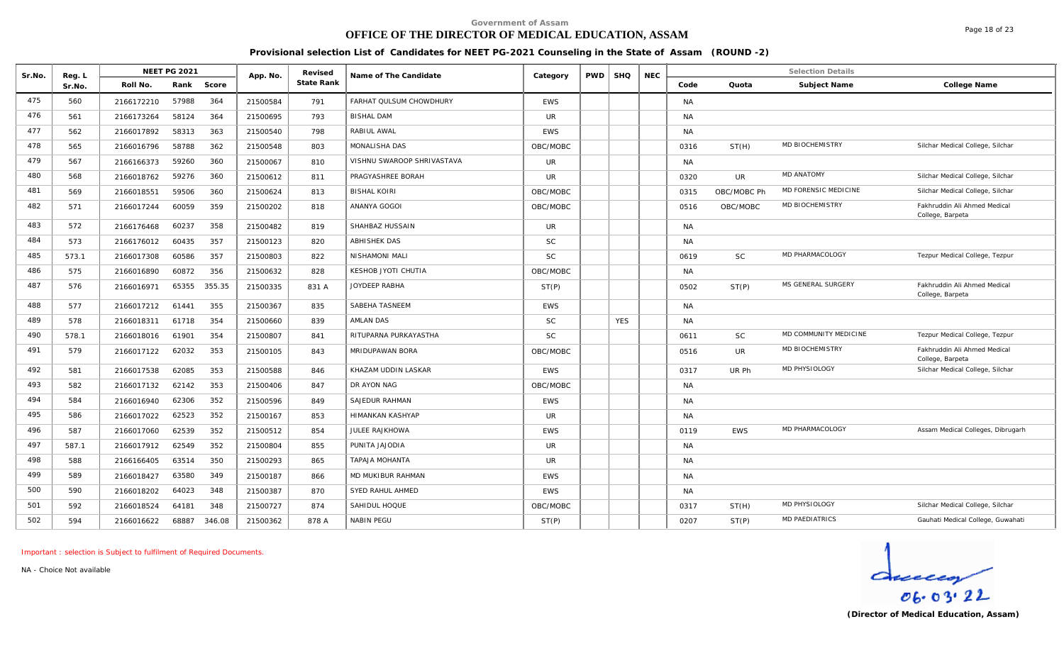Government of Assam

# OFFICE OF THE DIRECTOR OF MEDICAL EDUCATION, ASSAM

## Provisional selection List of Candidates for NEET PG-2021 Counseling in the State of Assam (ROUND -2)

| Sr.No. | Reg. L Sr.No. | NEET PG 2021 | | | App. No. | Revised State Rank | Name of The Candidate | Category | PWD | SHQ | NEC | Selection Details | | | |
|---|---|---|---|---|---|---|---|---|---|---|---|---|---|---|---|
| | | Roll No. | Rank | Score | | | | | | | | Code | Quota | Subject Name | College Name |
| 475 | 560 | 2166172210 | 57988 | 364 | 21500584 | 791 | FARHAT QULSUM CHOWDHURY | EWS | | | | NA | | | |
| 476 | 561 | 2166173264 | 58124 | 364 | 21500695 | 793 | BISHAL DAM | UR | | | | NA | | | |
| 477 | 562 | 2166017892 | 58313 | 363 | 21500540 | 798 | RABIUL AWAL | EWS | | | | NA | | | |
| 478 | 565 | 2166016796 | 58788 | 362 | 21500548 | 803 | MONALISHA DAS | OBC/MOBC | | | | 0316 | ST(H) | MD BIOCHEMISTRY | Silchar Medical College, Silchar |
| 479 | 567 | 2166166373 | 59260 | 360 | 21500067 | 810 | VISHNU SWAROOP SHRIVASTAVA | UR | | | | NA | | | |
| 480 | 568 | 2166018762 | 59276 | 360 | 21500612 | 811 | PRAGYASHREE BORAH | UR | | | | 0320 | UR | MD ANATOMY | Silchar Medical College, Silchar |
| 481 | 569 | 2166018551 | 59506 | 360 | 21500624 | 813 | BISHAL KOIRI | OBC/MOBC | | | | 0315 | OBC/MOBC Ph | MD FORENSIC MEDICINE | Silchar Medical College, Silchar |
| 482 | 571 | 2166017244 | 60059 | 359 | 21500202 | 818 | ANANYA GOGOI | OBC/MOBC | | | | 0516 | OBC/MOBC | MD BIOCHEMISTRY | Fakhruddin Ali Ahmed Medical College, Barpeta |
| 483 | 572 | 2166176468 | 60237 | 358 | 21500482 | 819 | SHAHBAZ HUSSAIN | UR | | | | NA | | | |
| 484 | 573 | 2166176012 | 60435 | 357 | 21500123 | 820 | ABHISHEK DAS | SC | | | | NA | | | |
| 485 | 573.1 | 2166017308 | 60586 | 357 | 21500803 | 822 | NISHAMONI MALI | SC | | | | 0619 | SC | MD PHARMACOLOGY | Tezpur Medical College, Tezpur |
| 486 | 575 | 2166016890 | 60872 | 356 | 21500632 | 828 | KESHOB JYOTI CHUTIA | OBC/MOBC | | | | NA | | | |
| 487 | 576 | 2166016971 | 65355 | 355.35 | 21500335 | 831 A | JOYDEEP RABHA | ST(P) | | | | 0502 | ST(P) | MS GENERAL SURGERY | Fakhruddin Ali Ahmed Medical College, Barpeta |
| 488 | 577 | 2166017212 | 61441 | 355 | 21500367 | 835 | SABEHA TASNEEM | EWS | | | | NA | | | |
| 489 | 578 | 2166018311 | 61718 | 354 | 21500660 | 839 | AMLAN DAS | SC | | YES | | NA | | | |
| 490 | 578.1 | 2166018016 | 61901 | 354 | 21500807 | 841 | RITUPARNA PURKAYASTHA | SC | | | | 0611 | SC | MD COMMUNITY MEDICINE | Tezpur Medical College, Tezpur |
| 491 | 579 | 2166017122 | 62032 | 353 | 21500105 | 843 | MRIDUPAWAN BORA | OBC/MOBC | | | | 0516 | UR | MD BIOCHEMISTRY | Fakhruddin Ali Ahmed Medical College, Barpeta |
| 492 | 581 | 2166017538 | 62085 | 353 | 21500588 | 846 | KHAZAM UDDIN LASKAR | EWS | | | | 0317 | UR Ph | MD PHYSIOLOGY | Silchar Medical College, Silchar |
| 493 | 582 | 2166017132 | 62142 | 353 | 21500406 | 847 | DR AYON NAG | OBC/MOBC | | | | NA | | | |
| 494 | 584 | 2166016940 | 62306 | 352 | 21500596 | 849 | SAJEDUR RAHMAN | EWS | | | | NA | | | |
| 495 | 586 | 2166017022 | 62523 | 352 | 21500167 | 853 | HIMANKAN KASHYAP | UR | | | | NA | | | |
| 496 | 587 | 2166017060 | 62539 | 352 | 21500512 | 854 | JULEE RAJKHOWA | EWS | | | | 0119 | EWS | MD PHARMACOLOGY | Assam Medical Colleges, Dibrugarh |
| 497 | 587.1 | 2166017912 | 62549 | 352 | 21500804 | 855 | PUNITA JAJODIA | UR | | | | NA | | | |
| 498 | 588 | 2166166405 | 63514 | 350 | 21500293 | 865 | TAPAJA MOHANTA | UR | | | | NA | | | |
| 499 | 589 | 2166018427 | 63580 | 349 | 21500187 | 866 | MD MUKIBUR RAHMAN | EWS | | | | NA | | | |
| 500 | 590 | 2166018202 | 64023 | 348 | 21500387 | 870 | SYED RAHUL AHMED | EWS | | | | NA | | | |
| 501 | 592 | 2166018524 | 64181 | 348 | 21500727 | 874 | SAHIDUL HOQUE | OBC/MOBC | | | | 0317 | ST(H) | MD PHYSIOLOGY | Silchar Medical College, Silchar |
| 502 | 594 | 2166016622 | 68887 | 346.08 | 21500362 | 878 A | NABIN PEGU | ST(P) | | | | 0207 | ST(P) | MD PAEDIATRICS | Gauhati Medical College, Guwahati |

Important : selection is Subject to fulfilment of Required Documents.

NA - Choice Not available

06.03.22

**(Director of Medical Education, Assam)**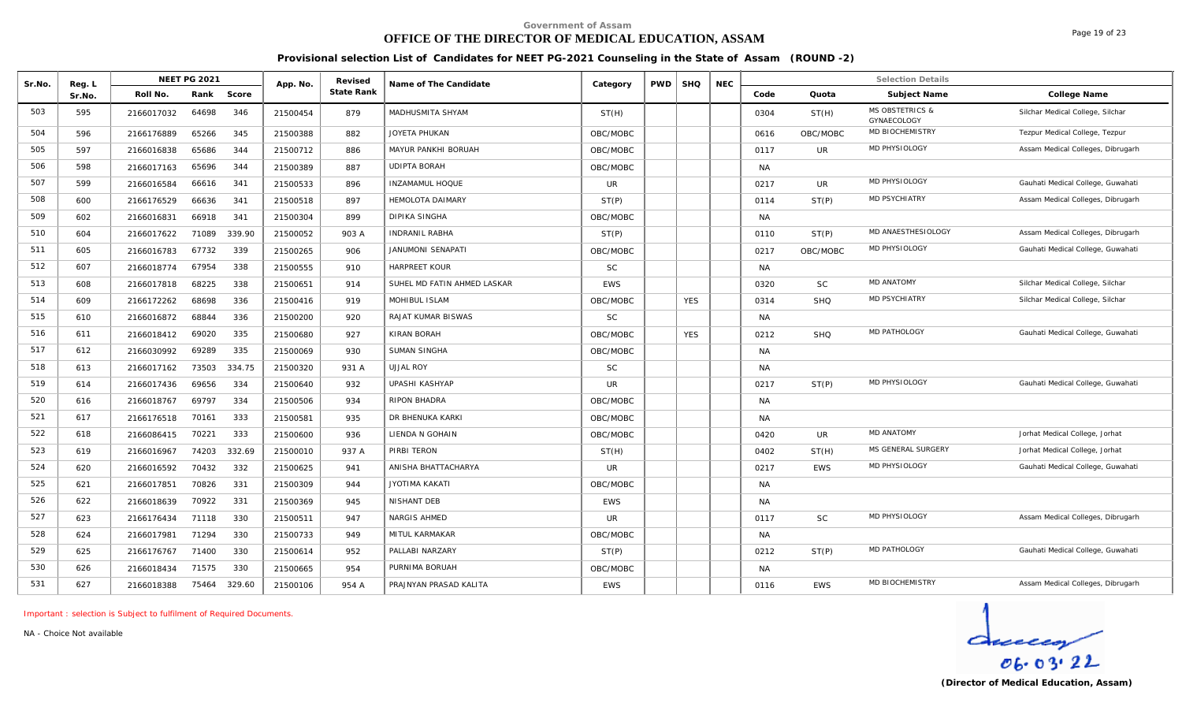Government of Assam

# OFFICE OF THE DIRECTOR OF MEDICAL EDUCATION, ASSAM

**Provisional selection List of Candidates for NEET PG-2021 Counseling in the State of Assam (ROUND -2)**

| Sr.No. | Reg. L Sr.No. | NEET PG 2021 Roll No. | Rank | Score | App. No. | Revised State Rank | Name of The Candidate | Category | PWD | SHQ | NEC | Code | Quota | Subject Name | College Name |
|---|---|---|---|---|---|---|---|---|---|---|---|---|---|---|---|
| 503 | 595 | 2166017032 | 64698 | 346 | 21500454 | 879 | MADHUSMITA SHYAM | ST(H) | | | | 0304 | ST(H) | MS OBSTETRICS & GYNAECOLOGY | Silchar Medical College, Silchar |
| 504 | 596 | 2166176889 | 65266 | 345 | 21500388 | 882 | JOYETA PHUKAN | OBC/MOBC | | | | 0616 | OBC/MOBC | MD BIOCHEMISTRY | Tezpur Medical College, Tezpur |
| 505 | 597 | 2166016838 | 65686 | 344 | 21500712 | 886 | MAYUR PANKHI BORUAH | OBC/MOBC | | | | 0117 | UR | MD PHYSIOLOGY | Assam Medical Colleges, Dibrugarh |
| 506 | 598 | 2166017163 | 65696 | 344 | 21500389 | 887 | UDIPTA BORAH | OBC/MOBC | | | | NA | | | |
| 507 | 599 | 2166016584 | 66616 | 341 | 21500533 | 896 | INZAMAMUL HOQUE | UR | | | | 0217 | UR | MD PHYSIOLOGY | Gauhati Medical College, Guwahati |
| 508 | 600 | 2166176529 | 66636 | 341 | 21500518 | 897 | HEMOLOTA DAIMARY | ST(P) | | | | 0114 | ST(P) | MD PSYCHIATRY | Assam Medical Colleges, Dibrugarh |
| 509 | 602 | 2166016831 | 66918 | 341 | 21500304 | 899 | DIPIKA SINGHA | OBC/MOBC | | | | NA | | | |
| 510 | 604 | 2166017622 | 71089 | 339.90 | 21500052 | 903 A | INDRANIL RABHA | ST(P) | | | | 0110 | ST(P) | MD ANAESTHESIOLOGY | Assam Medical Colleges, Dibrugarh |
| 511 | 605 | 2166016783 | 67732 | 339 | 21500265 | 906 | JANUMONI SENAPATI | OBC/MOBC | | | | 0217 | OBC/MOBC | MD PHYSIOLOGY | Gauhati Medical College, Guwahati |
| 512 | 607 | 2166018774 | 67954 | 338 | 21500555 | 910 | HARPREET KOUR | SC | | | | NA | | | |
| 513 | 608 | 2166017818 | 68225 | 338 | 21500651 | 914 | SUHEL MD FATIN AHMED LASKAR | EWS | | | | 0320 | SC | MD ANATOMY | Silchar Medical College, Silchar |
| 514 | 609 | 2166172262 | 68698 | 336 | 21500416 | 919 | MOHIBUL ISLAM | OBC/MOBC | | YES | | 0314 | SHQ | MD PSYCHIATRY | Silchar Medical College, Silchar |
| 515 | 610 | 2166016872 | 68844 | 336 | 21500200 | 920 | RAJAT KUMAR BISWAS | SC | | | | NA | | | |
| 516 | 611 | 2166018412 | 69020 | 335 | 21500680 | 927 | KIRAN BORAH | OBC/MOBC | | YES | | 0212 | SHQ | MD PATHOLOGY | Gauhati Medical College, Guwahati |
| 517 | 612 | 2166030992 | 69289 | 335 | 21500069 | 930 | SUMAN SINGHA | OBC/MOBC | | | | NA | | | |
| 518 | 613 | 2166017162 | 73503 | 334.75 | 21500320 | 931 A | UJJAL ROY | SC | | | | NA | | | |
| 519 | 614 | 2166017436 | 69656 | 334 | 21500640 | 932 | UPASHI KASHYAP | UR | | | | 0217 | ST(P) | MD PHYSIOLOGY | Gauhati Medical College, Guwahati |
| 520 | 616 | 2166018767 | 69797 | 334 | 21500506 | 934 | RIPON BHADRA | OBC/MOBC | | | | NA | | | |
| 521 | 617 | 2166176518 | 70161 | 333 | 21500581 | 935 | DR BHENUKA KARKI | OBC/MOBC | | | | NA | | | |
| 522 | 618 | 2166086415 | 70221 | 333 | 21500600 | 936 | LIENDA N GOHAIN | OBC/MOBC | | | | 0420 | UR | MD ANATOMY | Jorhat Medical College, Jorhat |
| 523 | 619 | 2166016967 | 74203 | 332.69 | 21500010 | 937 A | PIRBI TERON | ST(H) | | | | 0402 | ST(H) | MS GENERAL SURGERY | Jorhat Medical College, Jorhat |
| 524 | 620 | 2166016592 | 70432 | 332 | 21500625 | 941 | ANISHA BHATTACHARYA | UR | | | | 0217 | EWS | MD PHYSIOLOGY | Gauhati Medical College, Guwahati |
| 525 | 621 | 2166017851 | 70826 | 331 | 21500309 | 944 | JYOTIMA KAKATI | OBC/MOBC | | | | NA | | | |
| 526 | 622 | 2166018639 | 70922 | 331 | 21500369 | 945 | NISHANT DEB | EWS | | | | NA | | | |
| 527 | 623 | 2166176434 | 71118 | 330 | 21500511 | 947 | NARGIS AHMED | UR | | | | 0117 | SC | MD PHYSIOLOGY | Assam Medical Colleges, Dibrugarh |
| 528 | 624 | 2166017981 | 71294 | 330 | 21500733 | 949 | MITUL KARMAKAR | OBC/MOBC | | | | NA | | | |
| 529 | 625 | 2166176767 | 71400 | 330 | 21500614 | 952 | PALLABI NARZARY | ST(P) | | | | 0212 | ST(P) | MD PATHOLOGY | Gauhati Medical College, Guwahati |
| 530 | 626 | 2166018434 | 71575 | 330 | 21500665 | 954 | PURNIMA BORUAH | OBC/MOBC | | | | NA | | | |
| 531 | 627 | 2166018388 | 75464 | 329.60 | 21500106 | 954 A | PRAJNYAN PRASAD KALITA | EWS | | | | 0116 | EWS | MD BIOCHEMISTRY | Assam Medical Colleges, Dibrugarh |

Important : selection is Subject to fulfilment of Required Documents.

NA - Choice Not available

06.03.22

**(Director of Medical Education, Assam)**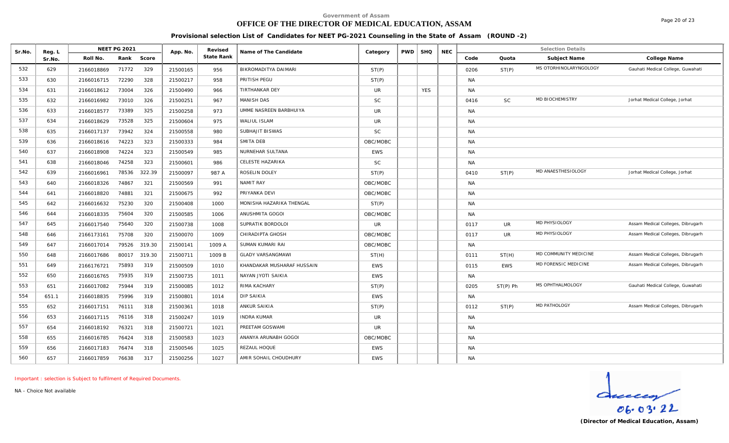Government of Assam

# OFFICE OF THE DIRECTOR OF MEDICAL EDUCATION, ASSAM

**Provisional selection List of Candidates for NEET PG-2021 Counseling in the State of Assam (ROUND -2)**

| Sr.No. | Reg. L Sr.No. | NEET PG 2021 Roll No. | Rank | Score | App. No. | Revised State Rank | Name of The Candidate | Category | PWD | SHQ | NEC | Code | Quota | Subject Name | College Name |
|---|---|---|---|---|---|---|---|---|---|---|---|---|---|---|---|
| 532 | 629 | 2166018869 | 71772 | 329 | 21500165 | 956 | BIKROMADITYA DAIMARI | ST(P) | | | | 0206 | ST(P) | MS OTORHINOLARYNGOLOGY | Gauhati Medical College, Guwahati |
| 533 | 630 | 2166016715 | 72290 | 328 | 21500217 | 958 | PRITISH PEGU | ST(P) | | | | NA | | | |
| 534 | 631 | 2166018612 | 73004 | 326 | 21500490 | 966 | TIRTHANKAR DEY | UR | | YES | | NA | | | |
| 535 | 632 | 2166016982 | 73010 | 326 | 21500251 | 967 | MANISH DAS | SC | | | | 0416 | SC | MD BIOCHEMISTRY | Jorhat Medical College, Jorhat |
| 536 | 633 | 2166018577 | 73389 | 325 | 21500258 | 973 | UMME NASREEN BARBHUIYA | UR | | | | NA | | | |
| 537 | 634 | 2166018629 | 73528 | 325 | 21500604 | 975 | WALIUL ISLAM | UR | | | | NA | | | |
| 538 | 635 | 2166017137 | 73942 | 324 | 21500558 | 980 | SUBHAJIT BISWAS | SC | | | | NA | | | |
| 539 | 636 | 2166018616 | 74223 | 323 | 21500333 | 984 | SMITA DEB | OBC/MOBC | | | | NA | | | |
| 540 | 637 | 2166018908 | 74224 | 323 | 21500549 | 985 | NURNEHAR SULTANA | EWS | | | | NA | | | |
| 541 | 638 | 2166018046 | 74258 | 323 | 21500601 | 986 | CELESTE HAZARIKA | SC | | | | NA | | | |
| 542 | 639 | 2166016961 | 78536 | 322.39 | 21500097 | 987 A | ROSELIN DOLEY | ST(P) | | | | 0410 | ST(P) | MD ANAESTHESIOLOGY | Jorhat Medical College, Jorhat |
| 543 | 640 | 2166018326 | 74867 | 321 | 21500569 | 991 | NAMIT RAY | OBC/MOBC | | | | NA | | | |
| 544 | 641 | 2166018820 | 74881 | 321 | 21500675 | 992 | PRIYANKA DEVI | OBC/MOBC | | | | NA | | | |
| 545 | 642 | 2166016632 | 75230 | 320 | 21500408 | 1000 | MONISHA HAZARIKA THENGAL | ST(P) | | | | NA | | | |
| 546 | 644 | 2166018335 | 75604 | 320 | 21500585 | 1006 | ANUSHMITA GOGOI | OBC/MOBC | | | | NA | | | |
| 547 | 645 | 2166017540 | 75640 | 320 | 21500738 | 1008 | SUPRATIK BORDOLOI | UR | | | | 0117 | UR | MD PHYSIOLOGY | Assam Medical Colleges, Dibrugarh |
| 548 | 646 | 2166173161 | 75708 | 320 | 21500070 | 1009 | CHIRADIPTA GHOSH | OBC/MOBC | | | | 0117 | UR | MD PHYSIOLOGY | Assam Medical Colleges, Dibrugarh |
| 549 | 647 | 2166017014 | 79526 | 319.30 | 21500141 | 1009 A | SUMAN KUMARI RAI | OBC/MOBC | | | | NA | | | |
| 550 | 648 | 2166017686 | 80017 | 319.30 | 21500711 | 1009 B | GLADY VARSANGMAWI | ST(H) | | | | 0111 | ST(H) | MD COMMUNITY MEDICINE | Assam Medical Colleges, Dibrugarh |
| 551 | 649 | 2166176721 | 75893 | 319 | 21500509 | 1010 | KHANDAKAR MUSHARAF HUSSAIN | EWS | | | | 0115 | EWS | MD FORENSIC MEDICINE | Assam Medical Colleges, Dibrugarh |
| 552 | 650 | 2166016765 | 75935 | 319 | 21500735 | 1011 | NAYAN JYOTI SAIKIA | EWS | | | | NA | | | |
| 553 | 651 | 2166017082 | 75944 | 319 | 21500085 | 1012 | RIMA KACHARY | ST(P) | | | | 0205 | ST(P) Ph | MS OPHTHALMOLOGY | Gauhati Medical College, Guwahati |
| 554 | 651.1 | 2166018835 | 75996 | 319 | 21500801 | 1014 | DIP SAIKIA | EWS | | | | NA | | | |
| 555 | 652 | 2166017151 | 76111 | 318 | 21500361 | 1018 | ANKUR SAIKIA | ST(P) | | | | 0112 | ST(P) | MD PATHOLOGY | Assam Medical Colleges, Dibrugarh |
| 556 | 653 | 2166017115 | 76116 | 318 | 21500247 | 1019 | INDRA KUMAR | UR | | | | NA | | | |
| 557 | 654 | 2166018192 | 76321 | 318 | 21500721 | 1021 | PREETAM GOSWAMI | UR | | | | NA | | | |
| 558 | 655 | 2166016785 | 76424 | 318 | 21500583 | 1023 | ANANYA ARUNABH GOGOI | OBC/MOBC | | | | NA | | | |
| 559 | 656 | 2166017183 | 76474 | 318 | 21500546 | 1025 | REZAUL HOQUE | EWS | | | | NA | | | |
| 560 | 657 | 2166017859 | 76638 | 317 | 21500256 | 1027 | AMIR SOHAIL CHOUDHURY | EWS | | | | NA | | | |

Important : selection is Subject to fulfilment of Required Documents.

NA - Choice Not available

06.03.22

**(Director of Medical Education, Assam)**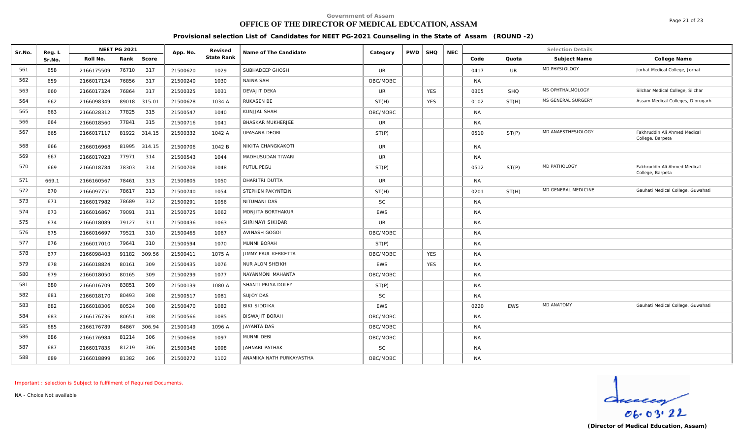Government of Assam

# OFFICE OF THE DIRECTOR OF MEDICAL EDUCATION, ASSAM

## Provisional selection List of Candidates for NEET PG-2021 Counseling in the State of Assam (ROUND -2)

| Sr.No. | Reg. L Sr.No. | NEET PG 2021 | | | App. No. | Revised State Rank | Name of The Candidate | Category | PWD | SHQ | NEC | Selection Details | | | |
|---|---|---|---|---|---|---|---|---|---|---|---|---|---|---|---|
| | | Roll No. | Rank | Score | | | | | | | | Code | Quota | Subject Name | College Name |
| 561 | 658 | 2166175509 | 76710 | 317 | 21500620 | 1029 | SUBHADEEP GHOSH | UR | | | | 0417 | UR | MD PHYSIOLOGY | Jorhat Medical College, Jorhat |
| 562 | 659 | 2166017124 | 76856 | 317 | 21500240 | 1030 | NAINA SAH | OBC/MOBC | | | | NA | | | |
| 563 | 660 | 2166017324 | 76864 | 317 | 21500325 | 1031 | DEVAJIT DEKA | UR | | YES | | 0305 | SHQ | MS OPHTHALMOLOGY | Silchar Medical College, Silchar |
| 564 | 662 | 2166098349 | 89018 | 315.01 | 21500628 | 1034 A | RUKASEN BE | ST(H) | | YES | | 0102 | ST(H) | MS GENERAL SURGERY | Assam Medical Colleges, Dibrugarh |
| 565 | 663 | 2166028312 | 77825 | 315 | 21500547 | 1040 | KUNJJAL SHAH | OBC/MOBC | | | | NA | | | |
| 566 | 664 | 2166018560 | 77841 | 315 | 21500716 | 1041 | BHASKAR MUKHERJEE | UR | | | | NA | | | |
| 567 | 665 | 2166017117 | 81922 | 314.15 | 21500332 | 1042 A | UPASANA DEORI | ST(P) | | | | 0510 | ST(P) | MD ANAESTHESIOLOGY | Fakhruddin Ali Ahmed Medical College, Barpeta |
| 568 | 666 | 2166016968 | 81995 | 314.15 | 21500706 | 1042 B | NIKITA CHANGKAKOTI | UR | | | | NA | | | |
| 569 | 667 | 2166017023 | 77971 | 314 | 21500543 | 1044 | MADHUSUDAN TIWARI | UR | | | | NA | | | |
| 570 | 669 | 2166018784 | 78303 | 314 | 21500708 | 1048 | PUTUL PEGU | ST(P) | | | | 0512 | ST(P) | MD PATHOLOGY | Fakhruddin Ali Ahmed Medical College, Barpeta |
| 571 | 669.1 | 2166160567 | 78461 | 313 | 21500805 | 1050 | DHARITRI DUTTA | UR | | | | NA | | | |
| 572 | 670 | 2166097751 | 78617 | 313 | 21500740 | 1054 | STEPHEN PAKYNTEIN | ST(H) | | | | 0201 | ST(H) | MD GENERAL MEDICINE | Gauhati Medical College, Guwahati |
| 573 | 671 | 2166017982 | 78689 | 312 | 21500291 | 1056 | NITUMANI DAS | SC | | | | NA | | | |
| 574 | 673 | 2166016867 | 79091 | 311 | 21500725 | 1062 | MONJITA BORTHAKUR | EWS | | | | NA | | | |
| 575 | 674 | 2166018089 | 79127 | 311 | 21500436 | 1063 | SHRIMAYI SIKIDAR | UR | | | | NA | | | |
| 576 | 675 | 2166016697 | 79521 | 310 | 21500465 | 1067 | AVINASH GOGOI | OBC/MOBC | | | | NA | | | |
| 577 | 676 | 2166017010 | 79641 | 310 | 21500594 | 1070 | MUNMI BORAH | ST(P) | | | | NA | | | |
| 578 | 677 | 2166098403 | 91182 | 309.56 | 21500411 | 1075 A | JIMMY PAUL KERKETTA | OBC/MOBC | | YES | | NA | | | |
| 579 | 678 | 2166018824 | 80161 | 309 | 21500435 | 1076 | NUR ALOM SHEIKH | EWS | | YES | | NA | | | |
| 580 | 679 | 2166018050 | 80165 | 309 | 21500299 | 1077 | NAYANMONI MAHANTA | OBC/MOBC | | | | NA | | | |
| 581 | 680 | 2166016709 | 83851 | 309 | 21500139 | 1080 A | SHANTI PRIYA DOLEY | ST(P) | | | | NA | | | |
| 582 | 681 | 2166018170 | 80493 | 308 | 21500517 | 1081 | SUJOY DAS | SC | | | | NA | | | |
| 583 | 682 | 2166018306 | 80524 | 308 | 21500470 | 1082 | BIKI SIDDIKA | EWS | | | | 0220 | EWS | MD ANATOMY | Gauhati Medical College, Guwahati |
| 584 | 683 | 2166176736 | 80651 | 308 | 21500566 | 1085 | BISWAJIT BORAH | OBC/MOBC | | | | NA | | | |
| 585 | 685 | 2166176789 | 84867 | 306.94 | 21500149 | 1096 A | JAYANTA DAS | OBC/MOBC | | | | NA | | | |
| 586 | 686 | 2166176984 | 81214 | 306 | 21500608 | 1097 | MUNMI DEBI | OBC/MOBC | | | | NA | | | |
| 587 | 687 | 2166017835 | 81219 | 306 | 21500346 | 1098 | JAHNABI PATHAK | SC | | | | NA | | | |
| 588 | 689 | 2166018899 | 81382 | 306 | 21500272 | 1102 | ANAMIKA NATH PURKAYASTHA | OBC/MOBC | | | | NA | | | |

Important : selection is Subject to fulfilment of Required Documents.

NA - Choice Not available

06.03.22

**(Director of Medical Education, Assam)**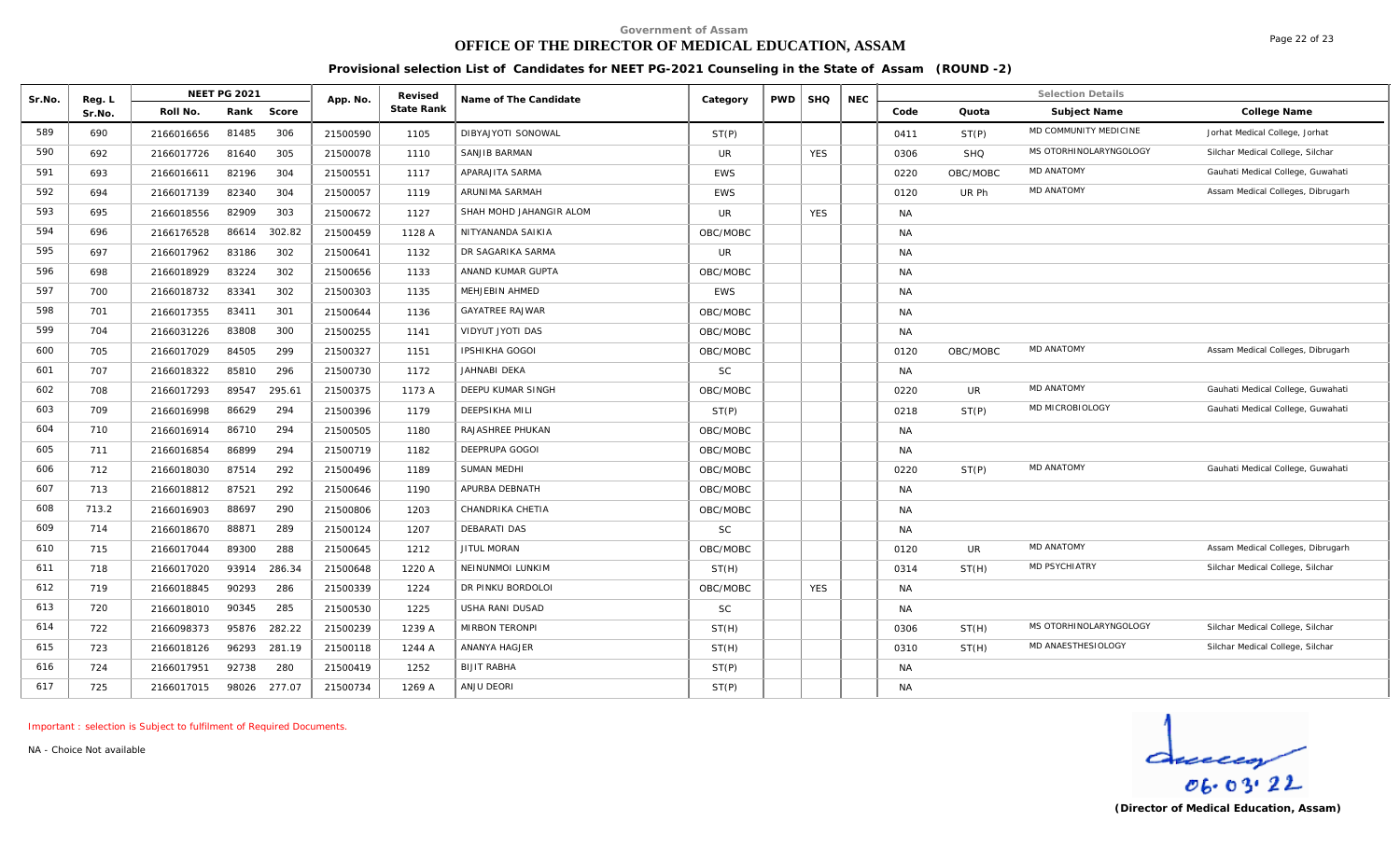Government of Assam

# OFFICE OF THE DIRECTOR OF MEDICAL EDUCATION, ASSAM

## Provisional selection List of Candidates for NEET PG-2021 Counseling in the State of Assam (ROUND -2)

| Sr.No. | Reg. L Sr.No. | NEET PG 2021 | | | App. No. | Revised State Rank | Name of The Candidate | Category | PWD | SHQ | NEC | Selection Details | | | |
|---|---|---|---|---|---|---|---|---|---|---|---|---|---|---|---|
| | | Roll No. | Rank | Score | | | | | | | | Code | Quota | Subject Name | College Name |
| 589 | 690 | 2166016656 | 81485 | 306 | 21500590 | 1105 | DIBYAJYOTI SONOWAL | ST(P) | | | | 0411 | ST(P) | MD COMMUNITY MEDICINE | Jorhat Medical College, Jorhat |
| 590 | 692 | 2166017726 | 81640 | 305 | 21500078 | 1110 | SANJIB BARMAN | UR | | YES | | 0306 | SHQ | MS OTORHINOLARYNGOLOGY | Silchar Medical College, Silchar |
| 591 | 693 | 2166016611 | 82196 | 304 | 21500551 | 1117 | APARAJITA SARMA | EWS | | | | 0220 | OBC/MOBC | MD ANATOMY | Gauhati Medical College, Guwahati |
| 592 | 694 | 2166017139 | 82340 | 304 | 21500057 | 1119 | ARUNIMA SARMAH | EWS | | | | 0120 | UR Ph | MD ANATOMY | Assam Medical Colleges, Dibrugarh |
| 593 | 695 | 2166018556 | 82909 | 303 | 21500672 | 1127 | SHAH MOHD JAHANGIR ALOM | UR | | YES | | NA | | | |
| 594 | 696 | 2166176528 | 86614 | 302.82 | 21500459 | 1128 A | NITYANANDA SAIKIA | OBC/MOBC | | | | NA | | | |
| 595 | 697 | 2166017962 | 83186 | 302 | 21500641 | 1132 | DR SAGARIKA SARMA | UR | | | | NA | | | |
| 596 | 698 | 2166018929 | 83224 | 302 | 21500656 | 1133 | ANAND KUMAR GUPTA | OBC/MOBC | | | | NA | | | |
| 597 | 700 | 2166018732 | 83341 | 302 | 21500303 | 1135 | MEHJEBIN AHMED | EWS | | | | NA | | | |
| 598 | 701 | 2166017355 | 83411 | 301 | 21500644 | 1136 | GAYATREE RAJWAR | OBC/MOBC | | | | NA | | | |
| 599 | 704 | 2166031226 | 83808 | 300 | 21500255 | 1141 | VIDYUT JYOTI DAS | OBC/MOBC | | | | NA | | | |
| 600 | 705 | 2166017029 | 84505 | 299 | 21500327 | 1151 | IPSHIKHA GOGOI | OBC/MOBC | | | | 0120 | OBC/MOBC | MD ANATOMY | Assam Medical Colleges, Dibrugarh |
| 601 | 707 | 2166018322 | 85810 | 296 | 21500730 | 1172 | JAHNABI DEKA | SC | | | | NA | | | |
| 602 | 708 | 2166017293 | 89547 | 295.61 | 21500375 | 1173 A | DEEPU KUMAR SINGH | OBC/MOBC | | | | 0220 | UR | MD ANATOMY | Gauhati Medical College, Guwahati |
| 603 | 709 | 2166016998 | 86629 | 294 | 21500396 | 1179 | DEEPSIKHA MILI | ST(P) | | | | 0218 | ST(P) | MD MICROBIOLOGY | Gauhati Medical College, Guwahati |
| 604 | 710 | 2166016914 | 86710 | 294 | 21500505 | 1180 | RAJASHREE PHUKAN | OBC/MOBC | | | | NA | | | |
| 605 | 711 | 2166016854 | 86899 | 294 | 21500719 | 1182 | DEEPRUPA GOGOI | OBC/MOBC | | | | NA | | | |
| 606 | 712 | 2166018030 | 87514 | 292 | 21500496 | 1189 | SUMAN MEDHI | OBC/MOBC | | | | 0220 | ST(P) | MD ANATOMY | Gauhati Medical College, Guwahati |
| 607 | 713 | 2166018812 | 87521 | 292 | 21500646 | 1190 | APURBA DEBNATH | OBC/MOBC | | | | NA | | | |
| 608 | 713.2 | 2166016903 | 88697 | 290 | 21500806 | 1203 | CHANDRIKA CHETIA | OBC/MOBC | | | | NA | | | |
| 609 | 714 | 2166018670 | 88871 | 289 | 21500124 | 1207 | DEBARATI DAS | SC | | | | NA | | | |
| 610 | 715 | 2166017044 | 89300 | 288 | 21500645 | 1212 | JITUL MORAN | OBC/MOBC | | | | 0120 | UR | MD ANATOMY | Assam Medical Colleges, Dibrugarh |
| 611 | 718 | 2166017020 | 93914 | 286.34 | 21500648 | 1220 A | NEINUNMOI LUNKIM | ST(H) | | | | 0314 | ST(H) | MD PSYCHIATRY | Silchar Medical College, Silchar |
| 612 | 719 | 2166018845 | 90293 | 286 | 21500339 | 1224 | DR PINKU BORDOLOI | OBC/MOBC | | YES | | NA | | | |
| 613 | 720 | 2166018010 | 90345 | 285 | 21500530 | 1225 | USHA RANI DUSAD | SC | | | | NA | | | |
| 614 | 722 | 2166098373 | 95876 | 282.22 | 21500239 | 1239 A | MIRBON TERONPI | ST(H) | | | | 0306 | ST(H) | MS OTORHINOLARYNGOLOGY | Silchar Medical College, Silchar |
| 615 | 723 | 2166018126 | 96293 | 281.19 | 21500118 | 1244 A | ANANYA HAGJER | ST(H) | | | | 0310 | ST(H) | MD ANAESTHESIOLOGY | Silchar Medical College, Silchar |
| 616 | 724 | 2166017951 | 92738 | 280 | 21500419 | 1252 | BIJIT RABHA | ST(P) | | | | NA | | | |
| 617 | 725 | 2166017015 | 98026 | 277.07 | 21500734 | 1269 A | ANJU DEORI | ST(P) | | | | NA | | | |

Important : selection is Subject to fulfilment of Required Documents.

NA - Choice Not available

06.03.22

**(Director of Medical Education, Assam)**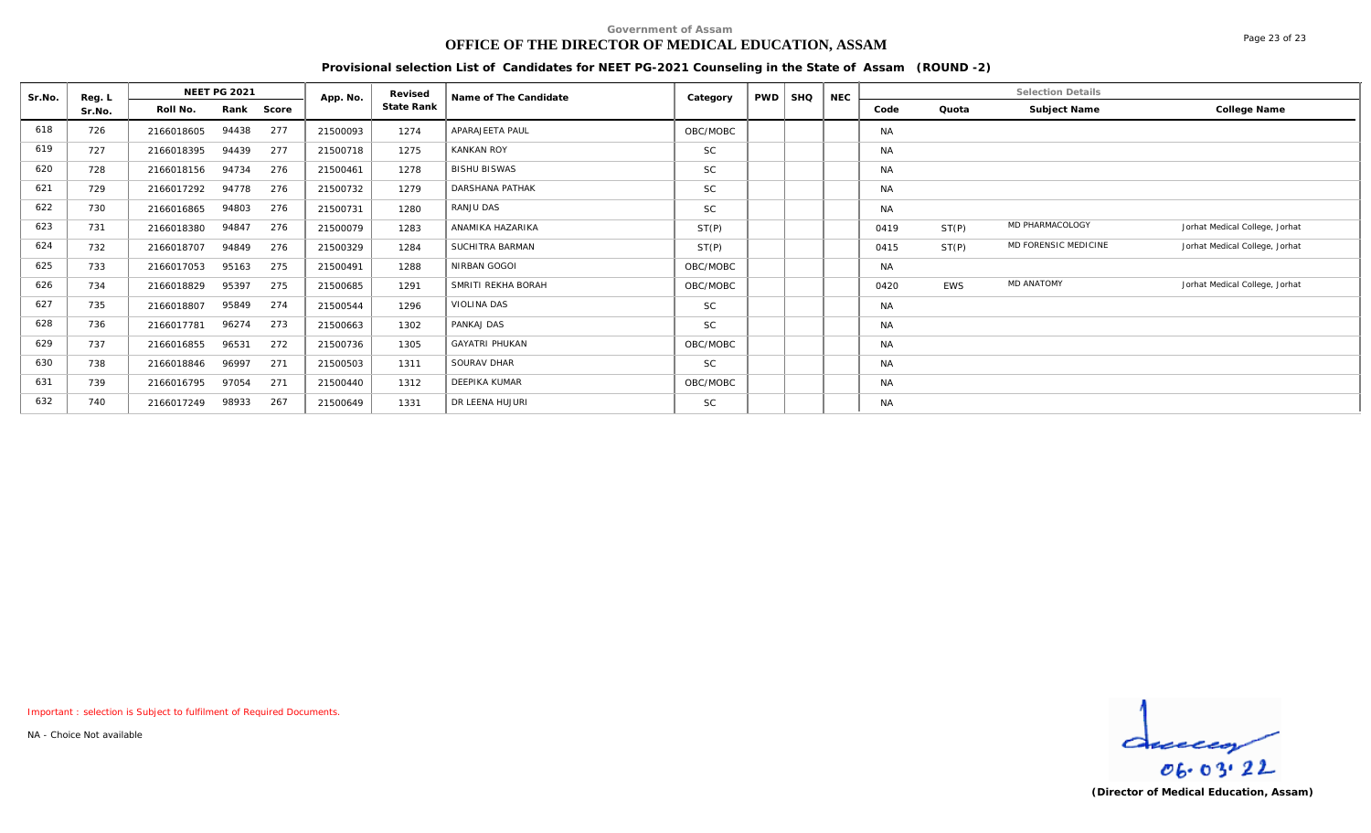Government of Assam

# OFFICE OF THE DIRECTOR OF MEDICAL EDUCATION, ASSAM

**Provisional selection List of Candidates for NEET PG-2021 Counseling in the State of Assam (ROUND -2)**

| Sr.No. | Reg. L Sr.No. | NEET PG 2021 | | | App. No. | Revised State Rank | Name of The Candidate | Category | PWD | SHQ | NEC | Selection Details | | | |
|---|---|---|---|---|---|---|---|---|---|---|---|---|---|---|---|
| | | Roll No. | Rank | Score | | | | | | | | Code | Quota | Subject Name | College Name |
| 618 | 726 | 2166018605 | 94438 | 277 | 21500093 | 1274 | APARAJEETA PAUL | OBC/MOBC | | | | NA | | | |
| 619 | 727 | 2166018395 | 94439 | 277 | 21500718 | 1275 | KANKAN ROY | SC | | | | NA | | | |
| 620 | 728 | 2166018156 | 94734 | 276 | 21500461 | 1278 | BISHU BISWAS | SC | | | | NA | | | |
| 621 | 729 | 2166017292 | 94778 | 276 | 21500732 | 1279 | DARSHANA PATHAK | SC | | | | NA | | | |
| 622 | 730 | 2166016865 | 94803 | 276 | 21500731 | 1280 | RANJU DAS | SC | | | | NA | | | |
| 623 | 731 | 2166018380 | 94847 | 276 | 21500079 | 1283 | ANAMIKA HAZARIKA | ST(P) | | | | 0419 | ST(P) | MD PHARMACOLOGY | Jorhat Medical College, Jorhat |
| 624 | 732 | 2166018707 | 94849 | 276 | 21500329 | 1284 | SUCHITRA BARMAN | ST(P) | | | | 0415 | ST(P) | MD FORENSIC MEDICINE | Jorhat Medical College, Jorhat |
| 625 | 733 | 2166017053 | 95163 | 275 | 21500491 | 1288 | NIRBAN GOGOI | OBC/MOBC | | | | NA | | | |
| 626 | 734 | 2166018829 | 95397 | 275 | 21500685 | 1291 | SMRITI REKHA BORAH | OBC/MOBC | | | | 0420 | EWS | MD ANATOMY | Jorhat Medical College, Jorhat |
| 627 | 735 | 2166018807 | 95849 | 274 | 21500544 | 1296 | VIOLINA DAS | SC | | | | NA | | | |
| 628 | 736 | 2166017781 | 96274 | 273 | 21500663 | 1302 | PANKAJ DAS | SC | | | | NA | | | |
| 629 | 737 | 2166016855 | 96531 | 272 | 21500736 | 1305 | GAYATRI PHUKAN | OBC/MOBC | | | | NA | | | |
| 630 | 738 | 2166018846 | 96997 | 271 | 21500503 | 1311 | SOURAV DHAR | SC | | | | NA | | | |
| 631 | 739 | 2166016795 | 97054 | 271 | 21500440 | 1312 | DEEPIKA KUMAR | OBC/MOBC | | | | NA | | | |
| 632 | 740 | 2166017249 | 98933 | 267 | 21500649 | 1331 | DR LEENA HUJURI | SC | | | | NA | | | |

Important : selection is Subject to fulfilment of Required Documents.

NA - Choice Not available

06.03.22

**(Director of Medical Education, Assam)**